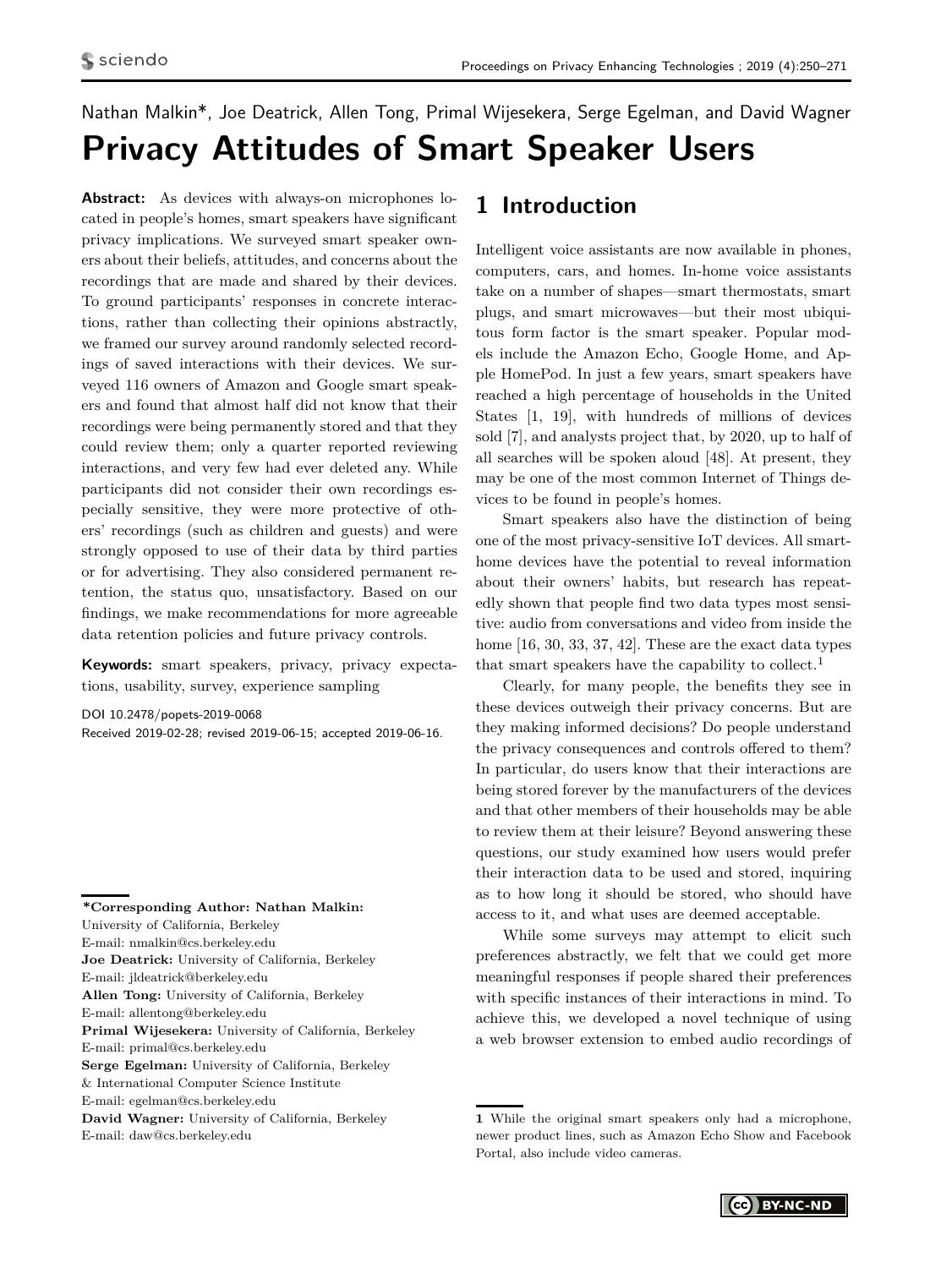Nathan Malkin*, Joe Deatrick, Allen Tong, Primal Wijesekera, Serge Egelman, and David Wagner

# Privacy Attitudes of Smart Speaker Users

**Abstract:** As devices with always-on microphones located in people's homes, smart speakers have significant privacy implications. We surveyed smart speaker owners about their beliefs, attitudes, and concerns about the recordings that are made and shared by their devices. To ground participants' responses in concrete interactions, rather than collecting their opinions abstractly, we framed our survey around randomly selected recordings of saved interactions with their devices. We surveyed 116 owners of Amazon and Google smart speakers and found that almost half did not know that their recordings were being permanently stored and that they could review them; only a quarter reported reviewing interactions, and very few had ever deleted any. While participants did not consider their own recordings especially sensitive, they were more protective of others' recordings (such as children and guests) and were strongly opposed to use of their data by third parties or for advertising. They also considered permanent retention, the status quo, unsatisfactory. Based on our findings, we make recommendations for more agreeable data retention policies and future privacy controls.

**Keywords:** smart speakers, privacy, privacy expectations, usability, survey, experience sampling

DOI 10.2478/popets-2019-0068
Received 2019-02-28; revised 2019-06-15; accepted 2019-06-16.

**\*Corresponding Author: Nathan Malkin:** University of California, Berkeley
E-mail: nmalkin@cs.berkeley.edu
**Joe Deatrick:** University of California, Berkeley
E-mail: jldeatrick@berkeley.edu
**Allen Tong:** University of California, Berkeley
E-mail: allentong@berkeley.edu
**Primal Wijesekera:** University of California, Berkeley
E-mail: primal@cs.berkeley.edu
**Serge Egelman:** University of California, Berkeley & International Computer Science Institute
E-mail: egelman@cs.berkeley.edu
**David Wagner:** University of California, Berkeley
E-mail: daw@cs.berkeley.edu

## 1 Introduction

Intelligent voice assistants are now available in phones, computers, cars, and homes. In-home voice assistants take on a number of shapes—smart thermostats, smart plugs, and smart microwaves—but their most ubiquitous form factor is the smart speaker. Popular models include the Amazon Echo, Google Home, and Apple HomePod. In just a few years, smart speakers have reached a high percentage of households in the United States [1, 19], with hundreds of millions of devices sold [7], and analysts project that, by 2020, up to half of all searches will be spoken aloud [48]. At present, they may be one of the most common Internet of Things devices to be found in people's homes.

Smart speakers also have the distinction of being one of the most privacy-sensitive IoT devices. All smart-home devices have the potential to reveal information about their owners' habits, but research has repeatedly shown that people find two data types most sensitive: audio from conversations and video from inside the home [16, 30, 33, 37, 42]. These are the exact data types that smart speakers have the capability to collect.[1]

Clearly, for many people, the benefits they see in these devices outweigh their privacy concerns. But are they making informed decisions? Do people understand the privacy consequences and controls offered to them? In particular, do users know that their interactions are being stored forever by the manufacturers of the devices and that other members of their households may be able to review them at their leisure? Beyond answering these questions, our study examined how users would prefer their interaction data to be used and stored, inquiring as to how long it should be stored, who should have access to it, and what uses are deemed acceptable.

While some surveys may attempt to elicit such preferences abstractly, we felt that we could get more meaningful responses if people shared their preferences with specific instances of their interactions in mind. To achieve this, we developed a novel technique of using a web browser extension to embed audio recordings of

[1] While the original smart speakers only had a microphone, newer product lines, such as Amazon Echo Show and Facebook Portal, also include video cameras.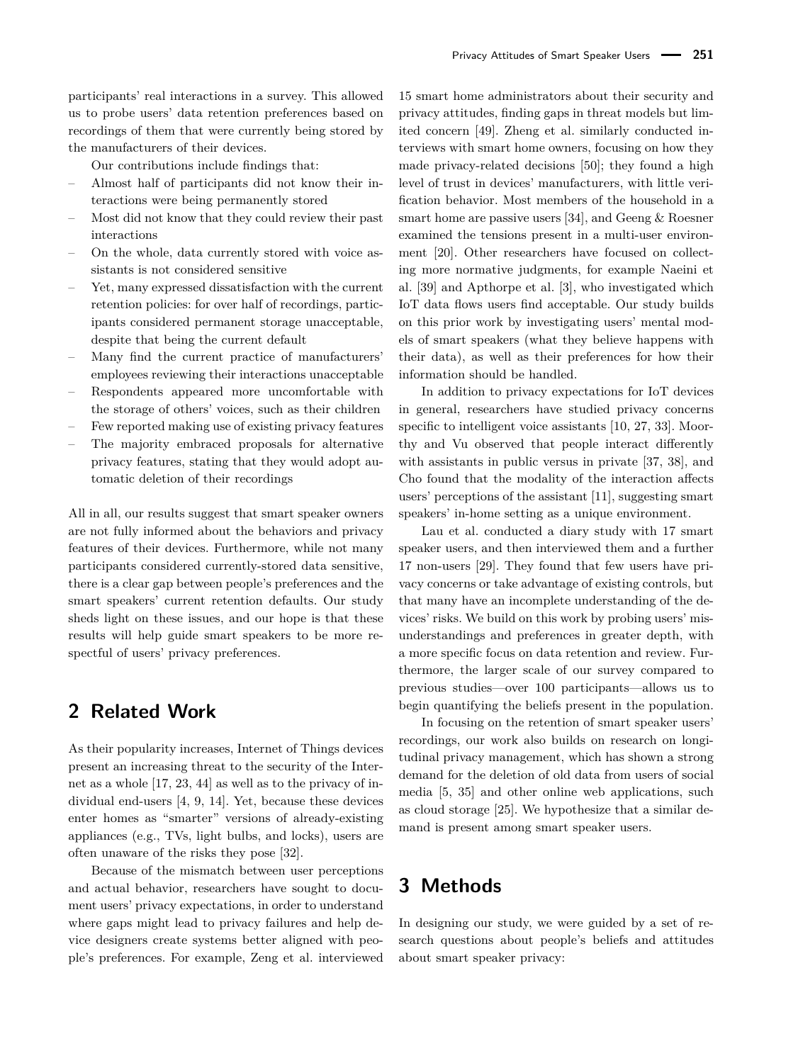participants' real interactions in a survey. This allowed us to probe users' data retention preferences based on recordings of them that were currently being stored by the manufacturers of their devices.

Our contributions include findings that:

- Almost half of participants did not know their interactions were being permanently stored
- Most did not know that they could review their past interactions
- On the whole, data currently stored with voice assistants is not considered sensitive
- Yet, many expressed dissatisfaction with the current retention policies: for over half of recordings, participants considered permanent storage unacceptable, despite that being the current default
- Many find the current practice of manufacturers' employees reviewing their interactions unacceptable
- Respondents appeared more uncomfortable with the storage of others' voices, such as their children
- Few reported making use of existing privacy features
- The majority embraced proposals for alternative privacy features, stating that they would adopt automatic deletion of their recordings

All in all, our results suggest that smart speaker owners are not fully informed about the behaviors and privacy features of their devices. Furthermore, while not many participants considered currently-stored data sensitive, there is a clear gap between people's preferences and the smart speakers' current retention defaults. Our study sheds light on these issues, and our hope is that these results will help guide smart speakers to be more respectful of users' privacy preferences.

## 2 Related Work

As their popularity increases, Internet of Things devices present an increasing threat to the security of the Internet as a whole [17, 23, 44] as well as to the privacy of individual end-users [4, 9, 14]. Yet, because these devices enter homes as "smarter" versions of already-existing appliances (e.g., TVs, light bulbs, and locks), users are often unaware of the risks they pose [32].

Because of the mismatch between user perceptions and actual behavior, researchers have sought to document users' privacy expectations, in order to understand where gaps might lead to privacy failures and help device designers create systems better aligned with people's preferences. For example, Zeng et al. interviewed 15 smart home administrators about their security and privacy attitudes, finding gaps in threat models but limited concern [49]. Zheng et al. similarly conducted interviews with smart home owners, focusing on how they made privacy-related decisions [50]; they found a high level of trust in devices' manufacturers, with little verification behavior. Most members of the household in a smart home are passive users [34], and Geeng & Roesner examined the tensions present in a multi-user environment [20]. Other researchers have focused on collecting more normative judgments, for example Naeini et al. [39] and Apthorpe et al. [3], who investigated which IoT data flows users find acceptable. Our study builds on this prior work by investigating users' mental models of smart speakers (what they believe happens with their data), as well as their preferences for how their information should be handled.

In addition to privacy expectations for IoT devices in general, researchers have studied privacy concerns specific to intelligent voice assistants [10, 27, 33]. Moorthy and Vu observed that people interact differently with assistants in public versus in private [37, 38], and Cho found that the modality of the interaction affects users' perceptions of the assistant [11], suggesting smart speakers' in-home setting as a unique environment.

Lau et al. conducted a diary study with 17 smart speaker users, and then interviewed them and a further 17 non-users [29]. They found that few users have privacy concerns or take advantage of existing controls, but that many have an incomplete understanding of the devices' risks. We build on this work by probing users' misunderstandings and preferences in greater depth, with a more specific focus on data retention and review. Furthermore, the larger scale of our survey compared to previous studies—over 100 participants—allows us to begin quantifying the beliefs present in the population.

In focusing on the retention of smart speaker users' recordings, our work also builds on research on longitudinal privacy management, which has shown a strong demand for the deletion of old data from users of social media [5, 35] and other online web applications, such as cloud storage [25]. We hypothesize that a similar demand is present among smart speaker users.

## 3 Methods

In designing our study, we were guided by a set of research questions about people's beliefs and attitudes about smart speaker privacy: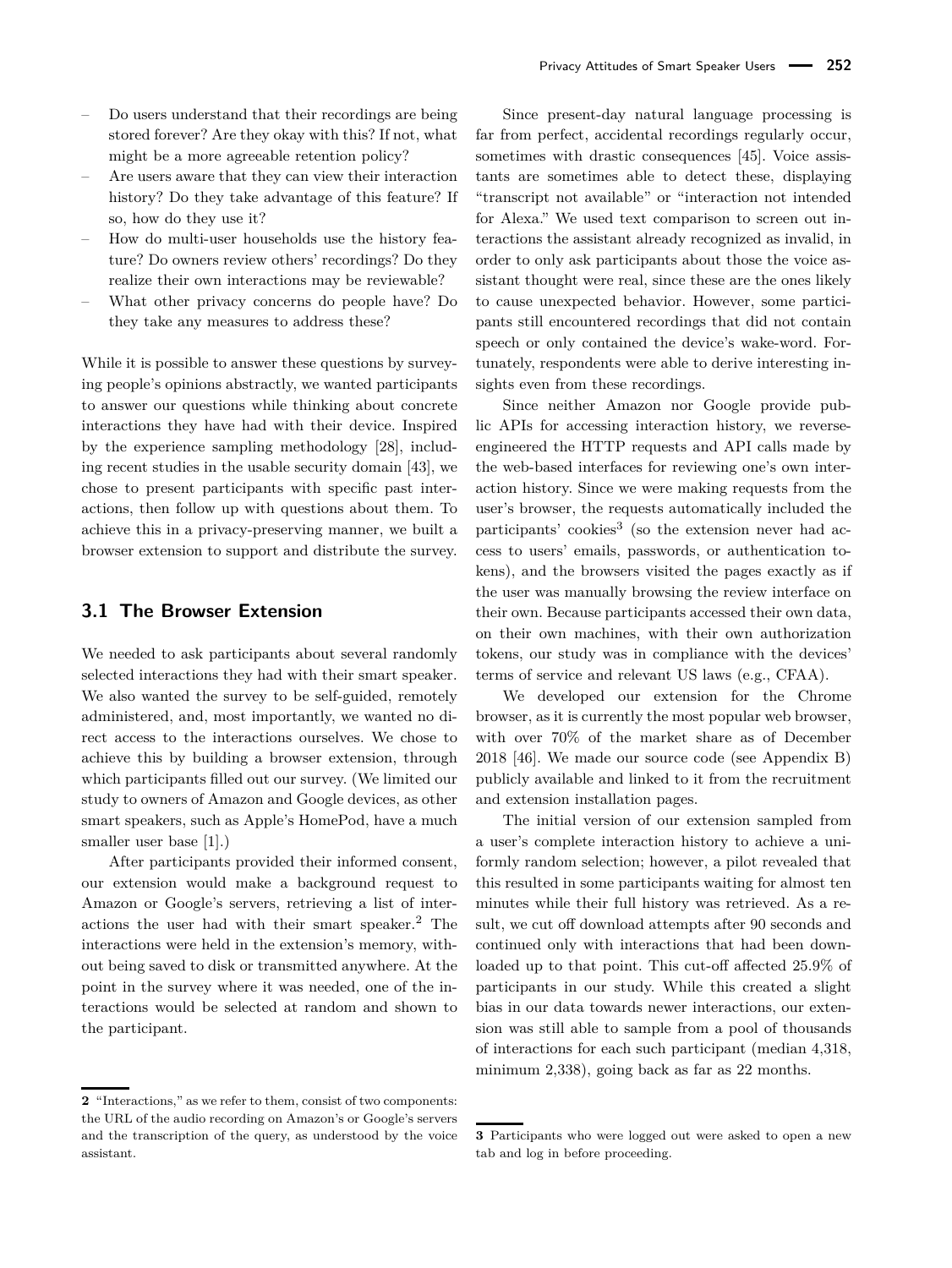- Do users understand that their recordings are being stored forever? Are they okay with this? If not, what might be a more agreeable retention policy?
- Are users aware that they can view their interaction history? Do they take advantage of this feature? If so, how do they use it?
- How do multi-user households use the history feature? Do owners review others' recordings? Do they realize their own interactions may be reviewable?
- What other privacy concerns do people have? Do they take any measures to address these?

While it is possible to answer these questions by surveying people's opinions abstractly, we wanted participants to answer our questions while thinking about concrete interactions they have had with their device. Inspired by the experience sampling methodology [28], including recent studies in the usable security domain [43], we chose to present participants with specific past interactions, then follow up with questions about them. To achieve this in a privacy-preserving manner, we built a browser extension to support and distribute the survey.

## 3.1 The Browser Extension

We needed to ask participants about several randomly selected interactions they had with their smart speaker. We also wanted the survey to be self-guided, remotely administered, and, most importantly, we wanted no direct access to the interactions ourselves. We chose to achieve this by building a browser extension, through which participants filled out our survey. (We limited our study to owners of Amazon and Google devices, as other smart speakers, such as Apple's HomePod, have a much smaller user base [1].)

After participants provided their informed consent, our extension would make a background request to Amazon or Google's servers, retrieving a list of interactions the user had with their smart speaker.[2] The interactions were held in the extension's memory, without being saved to disk or transmitted anywhere. At the point in the survey where it was needed, one of the interactions would be selected at random and shown to the participant.

Since present-day natural language processing is far from perfect, accidental recordings regularly occur, sometimes with drastic consequences [45]. Voice assistants are sometimes able to detect these, displaying "transcript not available" or "interaction not intended for Alexa." We used text comparison to screen out interactions the assistant already recognized as invalid, in order to only ask participants about those the voice assistant thought were real, since these are the ones likely to cause unexpected behavior. However, some participants still encountered recordings that did not contain speech or only contained the device's wake-word. Fortunately, respondents were able to derive interesting insights even from these recordings.

Since neither Amazon nor Google provide public APIs for accessing interaction history, we reverse-engineered the HTTP requests and API calls made by the web-based interfaces for reviewing one's own interaction history. Since we were making requests from the user's browser, the requests automatically included the participants' cookies[3] (so the extension never had access to users' emails, passwords, or authentication tokens), and the browsers visited the pages exactly as if the user was manually browsing the review interface on their own. Because participants accessed their own data, on their own machines, with their own authorization tokens, our study was in compliance with the devices' terms of service and relevant US laws (e.g., CFAA).

We developed our extension for the Chrome browser, as it is currently the most popular web browser, with over 70% of the market share as of December 2018 [46]. We made our source code (see Appendix B) publicly available and linked to it from the recruitment and extension installation pages.

The initial version of our extension sampled from a user's complete interaction history to achieve a uniformly random selection; however, a pilot revealed that this resulted in some participants waiting for almost ten minutes while their full history was retrieved. As a result, we cut off download attempts after 90 seconds and continued only with interactions that had been downloaded up to that point. This cut-off affected 25.9% of participants in our study. While this created a slight bias in our data towards newer interactions, our extension was still able to sample from a pool of thousands of interactions for each such participant (median 4,318, minimum 2,338), going back as far as 22 months.

---

[2] "Interactions," as we refer to them, consist of two components: the URL of the audio recording on Amazon's or Google's servers and the transcription of the query, as understood by the voice assistant.

[3] Participants who were logged out were asked to open a new tab and log in before proceeding.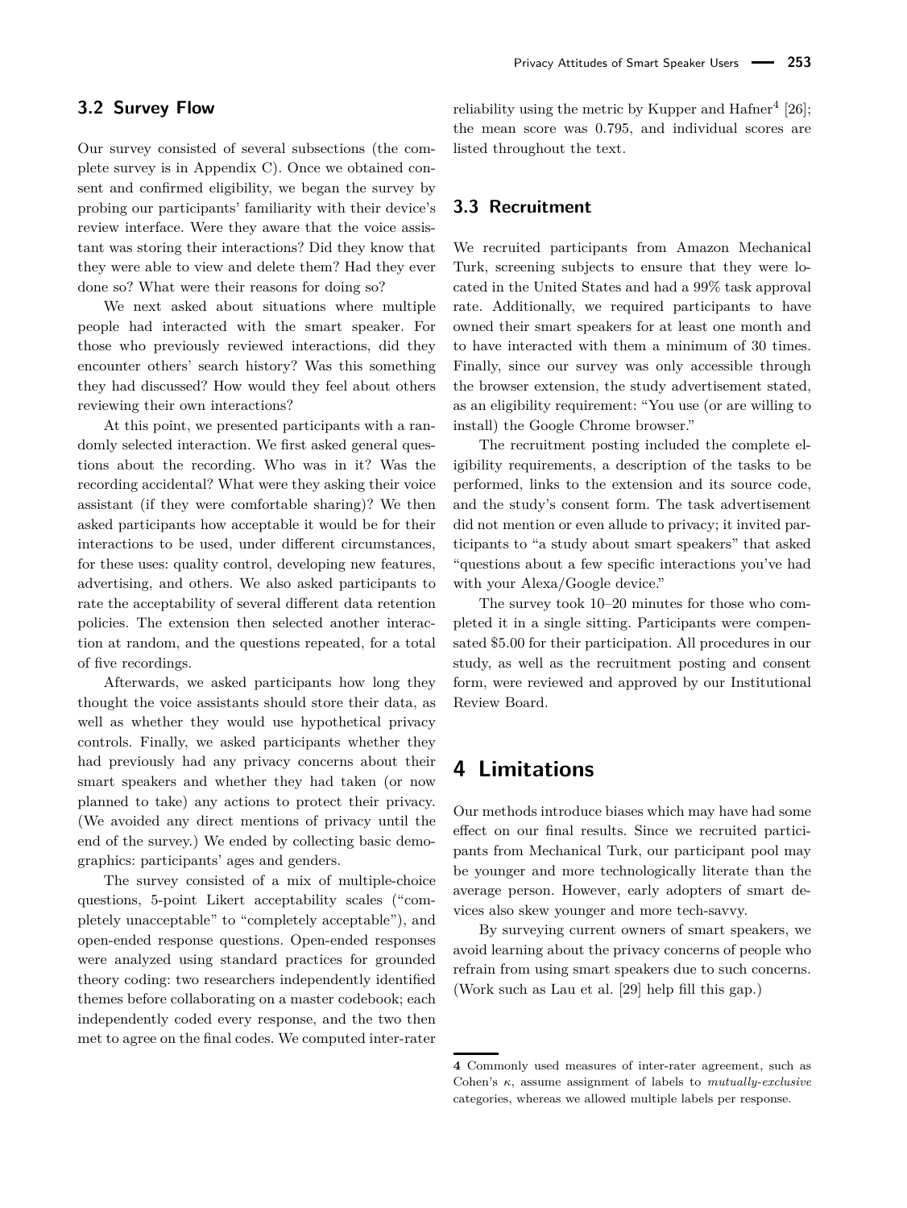### 3.2 Survey Flow

Our survey consisted of several subsections (the complete survey is in Appendix C). Once we obtained consent and confirmed eligibility, we began the survey by probing our participants' familiarity with their device's review interface. Were they aware that the voice assistant was storing their interactions? Did they know that they were able to view and delete them? Had they ever done so? What were their reasons for doing so?

We next asked about situations where multiple people had interacted with the smart speaker. For those who previously reviewed interactions, did they encounter others' search history? Was this something they had discussed? How would they feel about others reviewing their own interactions?

At this point, we presented participants with a randomly selected interaction. We first asked general questions about the recording. Who was in it? Was the recording accidental? What were they asking their voice assistant (if they were comfortable sharing)? We then asked participants how acceptable it would be for their interactions to be used, under different circumstances, for these uses: quality control, developing new features, advertising, and others. We also asked participants to rate the acceptability of several different data retention policies. The extension then selected another interaction at random, and the questions repeated, for a total of five recordings.

Afterwards, we asked participants how long they thought the voice assistants should store their data, as well as whether they would use hypothetical privacy controls. Finally, we asked participants whether they had previously had any privacy concerns about their smart speakers and whether they had taken (or now planned to take) any actions to protect their privacy. (We avoided any direct mentions of privacy until the end of the survey.) We ended by collecting basic demographics: participants' ages and genders.

The survey consisted of a mix of multiple-choice questions, 5-point Likert acceptability scales ("completely unacceptable" to "completely acceptable"), and open-ended response questions. Open-ended responses were analyzed using standard practices for grounded theory coding: two researchers independently identified themes before collaborating on a master codebook; each independently coded every response, and the two then met to agree on the final codes. We computed inter-rater reliability using the metric by Kupper and Hafner[4] [26]; the mean score was 0.795, and individual scores are listed throughout the text.

### 3.3 Recruitment

We recruited participants from Amazon Mechanical Turk, screening subjects to ensure that they were located in the United States and had a 99% task approval rate. Additionally, we required participants to have owned their smart speakers for at least one month and to have interacted with them a minimum of 30 times. Finally, since our survey was only accessible through the browser extension, the study advertisement stated, as an eligibility requirement: "You use (or are willing to install) the Google Chrome browser."

The recruitment posting included the complete eligibility requirements, a description of the tasks to be performed, links to the extension and its source code, and the study's consent form. The task advertisement did not mention or even allude to privacy; it invited participants to "a study about smart speakers" that asked "questions about a few specific interactions you've had with your Alexa/Google device."

The survey took 10–20 minutes for those who completed it in a single sitting. Participants were compensated \$5.00 for their participation. All procedures in our study, as well as the recruitment posting and consent form, were reviewed and approved by our Institutional Review Board.

## 4 Limitations

Our methods introduce biases which may have had some effect on our final results. Since we recruited participants from Mechanical Turk, our participant pool may be younger and more technologically literate than the average person. However, early adopters of smart devices also skew younger and more tech-savvy.

By surveying current owners of smart speakers, we avoid learning about the privacy concerns of people who refrain from using smart speakers due to such concerns. (Work such as Lau et al. [29] help fill this gap.)

---

**4** Commonly used measures of inter-rater agreement, such as Cohen's $\kappa$, assume assignment of labels to *mutually-exclusive* categories, whereas we allowed multiple labels per response.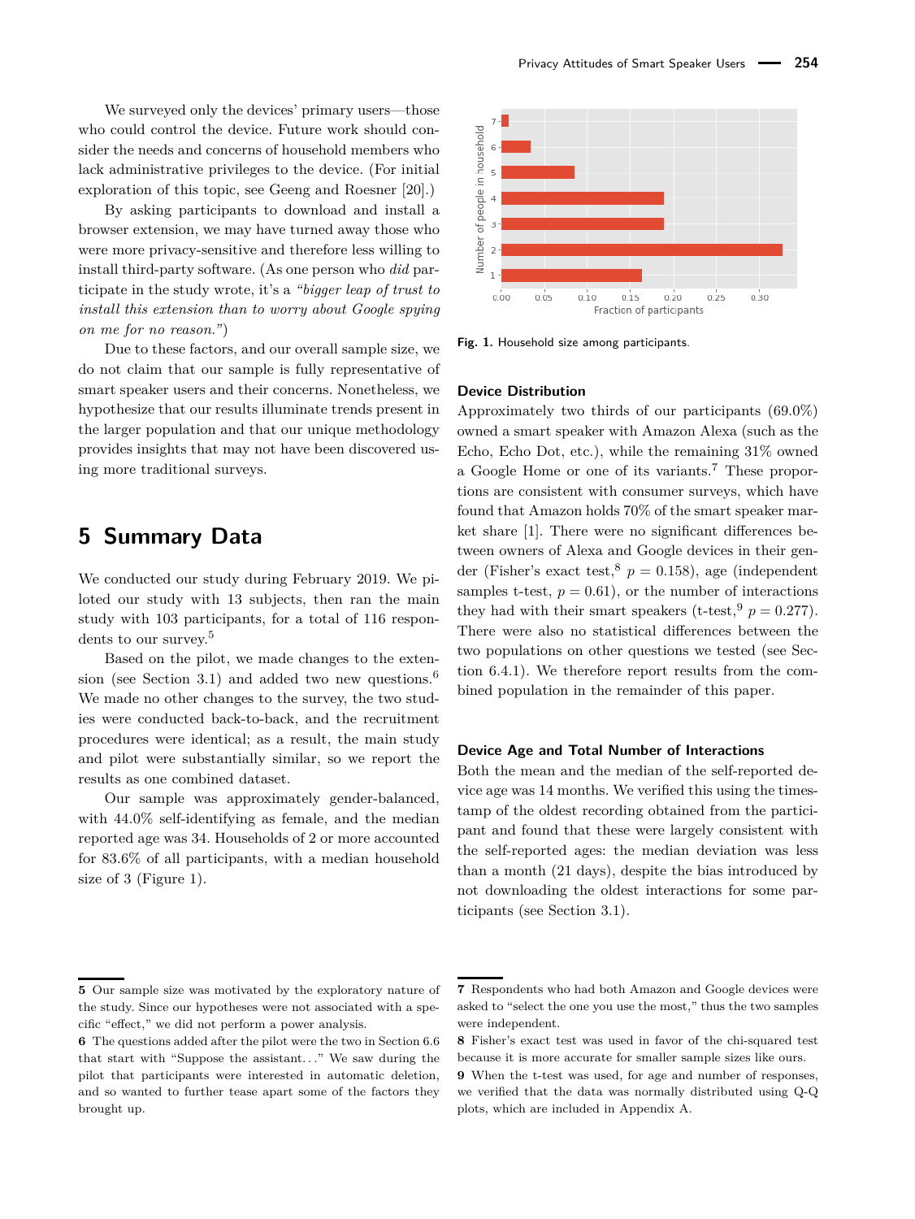We surveyed only the devices' primary users—those who could control the device. Future work should consider the needs and concerns of household members who lack administrative privileges to the device. (For initial exploration of this topic, see Geeng and Roesner [20].)

By asking participants to download and install a browser extension, we may have turned away those who were more privacy-sensitive and therefore less willing to install third-party software. (As one person who *did* participate in the study wrote, it's a *"bigger leap of trust to install this extension than to worry about Google spying on me for no reason."*)

Due to these factors, and our overall sample size, we do not claim that our sample is fully representative of smart speaker users and their concerns. Nonetheless, we hypothesize that our results illuminate trends present in the larger population and that our unique methodology provides insights that may not have been discovered using more traditional surveys.

# 5 Summary Data

We conducted our study during February 2019. We piloted our study with 13 subjects, then ran the main study with 103 participants, for a total of 116 respondents to our survey.[5]

Based on the pilot, we made changes to the extension (see Section 3.1) and added two new questions.[6] We made no other changes to the survey, the two studies were conducted back-to-back, and the recruitment procedures were identical; as a result, the main study and pilot were substantially similar, so we report the results as one combined dataset.

Our sample was approximately gender-balanced, with 44.0% self-identifying as female, and the median reported age was 34. Households of 2 or more accounted for 83.6% of all participants, with a median household size of 3 (Figure 1).

**Fig. 1.** Household size among participants.

### Device Distribution

Approximately two thirds of our participants (69.0%) owned a smart speaker with Amazon Alexa (such as the Echo, Echo Dot, etc.), while the remaining 31% owned a Google Home or one of its variants.[7] These proportions are consistent with consumer surveys, which have found that Amazon holds 70% of the smart speaker market share [1]. There were no significant differences between owners of Alexa and Google devices in their gender (Fisher's exact test,[8] $p = 0.158$), age (independent samples t-test, $p = 0.61$), or the number of interactions they had with their smart speakers (t-test,[9] $p = 0.277$). There were also no statistical differences between the two populations on other questions we tested (see Section 6.4.1). We therefore report results from the combined population in the remainder of this paper.

### Device Age and Total Number of Interactions

Both the mean and the median of the self-reported device age was 14 months. We verified this using the timestamp of the oldest recording obtained from the participant and found that these were largely consistent with the self-reported ages: the median deviation was less than a month (21 days), despite the bias introduced by not downloading the oldest interactions for some participants (see Section 3.1).

---

**5** Our sample size was motivated by the exploratory nature of the study. Since our hypotheses were not associated with a specific "effect," we did not perform a power analysis.

**6** The questions added after the pilot were the two in Section 6.6 that start with "Suppose the assistant…" We saw during the pilot that participants were interested in automatic deletion, and so wanted to further tease apart some of the factors they brought up.

**7** Respondents who had both Amazon and Google devices were asked to "select the one you use the most," thus the two samples were independent.

**8** Fisher's exact test was used in favor of the chi-squared test because it is more accurate for smaller sample sizes like ours.

**9** When the t-test was used, for age and number of responses, we verified that the data was normally distributed using Q-Q plots, which are included in Appendix A.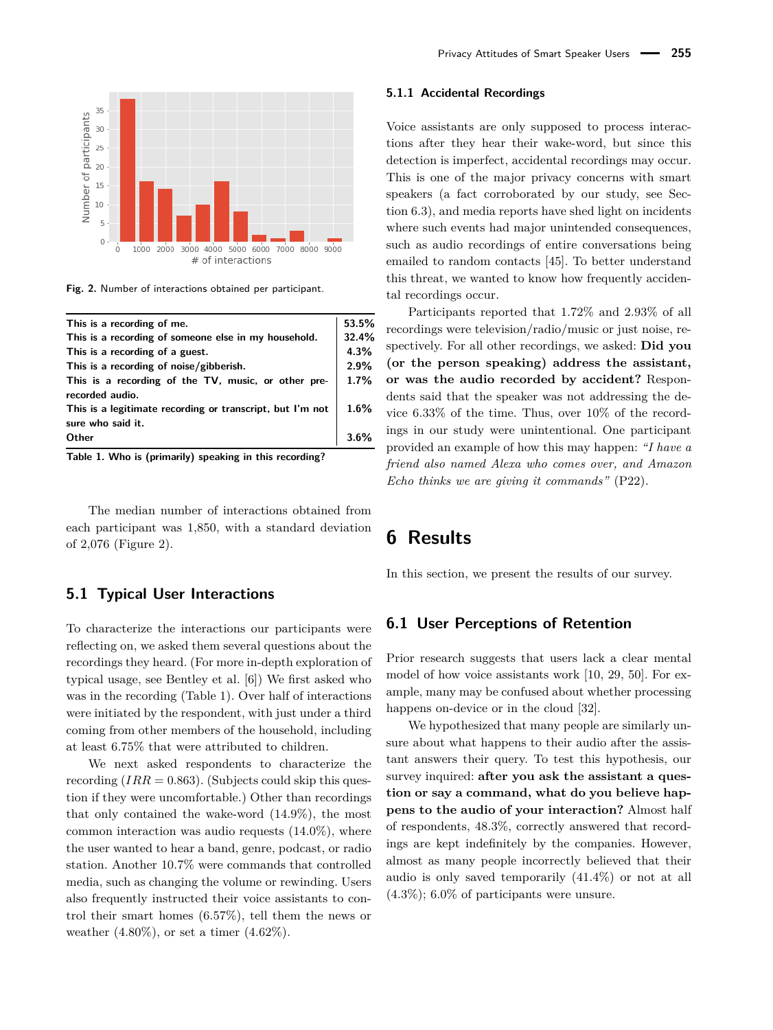Fig. 2. Number of interactions obtained per participant.

| | |
|---|---|
| **This is a recording of me.** | **53.5%** |
| **This is a recording of someone else in my household.** | **32.4%** |
| **This is a recording of a guest.** | **4.3%** |
| **This is a recording of noise/gibberish.** | **2.9%** |
| **This is a recording of the TV, music, or other pre-recorded audio.** | **1.7%** |
| **This is a legitimate recording or transcript, but I'm not sure who said it.** | **1.6%** |
| **Other** | **3.6%** |

**Table 1. Who is (primarily) speaking in this recording?**

The median number of interactions obtained from each participant was 1,850, with a standard deviation of 2,076 (Figure 2).

## 5.1 Typical User Interactions

To characterize the interactions our participants were reflecting on, we asked them several questions about the recordings they heard. (For more in-depth exploration of typical usage, see Bentley et al. [6]) We first asked who was in the recording (Table 1). Over half of interactions were initiated by the respondent, with just under a third coming from other members of the household, including at least 6.75% that were attributed to children.

We next asked respondents to characterize the recording ($IRR = 0.863$). (Subjects could skip this question if they were uncomfortable.) Other than recordings that only contained the wake-word (14.9%), the most common interaction was audio requests (14.0%), where the user wanted to hear a band, genre, podcast, or radio station. Another 10.7% were commands that controlled media, such as changing the volume or rewinding. Users also frequently instructed their voice assistants to control their smart homes (6.57%), tell them the news or weather (4.80%), or set a timer (4.62%).

### 5.1.1 Accidental Recordings

Voice assistants are only supposed to process interactions after they hear their wake-word, but since this detection is imperfect, accidental recordings may occur. This is one of the major privacy concerns with smart speakers (a fact corroborated by our study, see Section 6.3), and media reports have shed light on incidents where such events had major unintended consequences, such as audio recordings of entire conversations being emailed to random contacts [45]. To better understand this threat, we wanted to know how frequently accidental recordings occur.

Participants reported that 1.72% and 2.93% of all recordings were television/radio/music or just noise, respectively. For all other recordings, we asked: **Did you (or the person speaking) address the assistant, or was the audio recorded by accident?** Respondents said that the speaker was not addressing the device 6.33% of the time. Thus, over 10% of the recordings in our study were unintentional. One participant provided an example of how this may happen: *"I have a friend also named Alexa who comes over, and Amazon Echo thinks we are giving it commands"* (P22).

# 6 Results

In this section, we present the results of our survey.

## 6.1 User Perceptions of Retention

Prior research suggests that users lack a clear mental model of how voice assistants work [10, 29, 50]. For example, many may be confused about whether processing happens on-device or in the cloud [32].

We hypothesized that many people are similarly unsure about what happens to their audio after the assistant answers their query. To test this hypothesis, our survey inquired: **after you ask the assistant a question or say a command, what do you believe happens to the audio of your interaction?** Almost half of respondents, 48.3%, correctly answered that recordings are kept indefinitely by the companies. However, almost as many people incorrectly believed that their audio is only saved temporarily (41.4%) or not at all (4.3%); 6.0% of participants were unsure.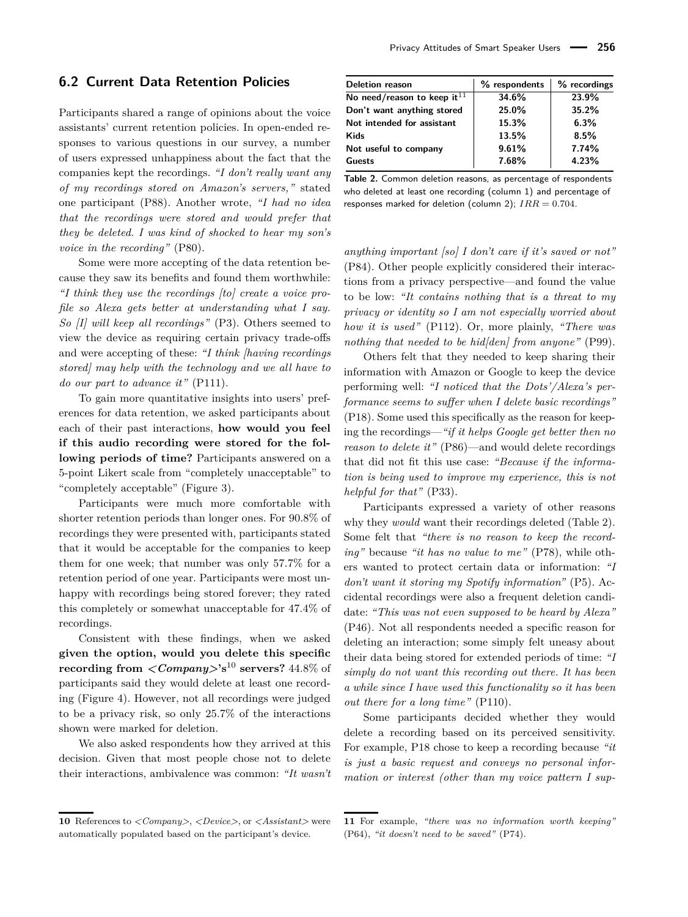## 6.2 Current Data Retention Policies

Participants shared a range of opinions about the voice assistants' current retention policies. In open-ended responses to various questions in our survey, a number of users expressed unhappiness about the fact that the companies kept the recordings. *"I don't really want any of my recordings stored on Amazon's servers,"* stated one participant (P88). Another wrote, *"I had no idea that the recordings were stored and would prefer that they be deleted. I was kind of shocked to hear my son's voice in the recording"* (P80).

Some were more accepting of the data retention because they saw its benefits and found them worthwhile: *"I think they use the recordings [to] create a voice profile so Alexa gets better at understanding what I say. So [I] will keep all recordings"* (P3). Others seemed to view the device as requiring certain privacy trade-offs and were accepting of these: *"I think [having recordings stored] may help with the technology and we all have to do our part to advance it"* (P111).

To gain more quantitative insights into users' preferences for data retention, we asked participants about each of their past interactions, **how would you feel if this audio recording were stored for the following periods of time?** Participants answered on a 5-point Likert scale from "completely unacceptable" to "completely acceptable" (Figure 3).

Participants were much more comfortable with shorter retention periods than longer ones. For 90.8% of recordings they were presented with, participants stated that it would be acceptable for the companies to keep them for one week; that number was only 57.7% for a retention period of one year. Participants were most unhappy with recordings being stored forever; they rated this completely or somewhat unacceptable for 47.4% of recordings.

Consistent with these findings, when we asked **given the option, would you delete this specific recording from *<Company>*'s[10] servers?** 44.8% of participants said they would delete at least one recording (Figure 4). However, not all recordings were judged to be a privacy risk, so only 25.7% of the interactions shown were marked for deletion.

We also asked respondents how they arrived at this decision. Given that most people chose not to delete their interactions, ambivalence was common: *"It wasn't anything important [so] I don't care if it's saved or not"* (P84). Other people explicitly considered their interactions from a privacy perspective—and found the value to be low: *"It contains nothing that is a threat to my privacy or identity so I am not especially worried about how it is used"* (P112). Or, more plainly, *"There was nothing that needed to be hid[den] from anyone"* (P99).

| Deletion reason | % respondents | % recordings |
|---|---|---|
| No need/reason to keep it[11] | 34.6% | 23.9% |
| Don't want anything stored | 25.0% | 35.2% |
| Not intended for assistant | 15.3% | 6.3% |
| Kids | 13.5% | 8.5% |
| Not useful to company | 9.61% | 7.74% |
| Guests | 7.68% | 4.23% |

**Table 2.** Common deletion reasons, as percentage of respondents who deleted at least one recording (column 1) and percentage of responses marked for deletion (column 2); $IRR = 0.704$.

Others felt that they needed to keep sharing their information with Amazon or Google to keep the device performing well: *"I noticed that the Dots'/Alexa's performance seems to suffer when I delete basic recordings"* (P18). Some used this specifically as the reason for keeping the recordings—*"if it helps Google get better then no reason to delete it"* (P86)—and would delete recordings that did not fit this use case: *"Because if the information is being used to improve my experience, this is not helpful for that"* (P33).

Participants expressed a variety of other reasons why they *would* want their recordings deleted (Table 2). Some felt that *"there is no reason to keep the recording"* because *"it has no value to me"* (P78), while others wanted to protect certain data or information: *"I don't want it storing my Spotify information"* (P5). Accidental recordings were also a frequent deletion candidate: *"This was not even supposed to be heard by Alexa"* (P46). Not all respondents needed a specific reason for deleting an interaction; some simply felt uneasy about their data being stored for extended periods of time: *"I simply do not want this recording out there. It has been a while since I have used this functionality so it has been out there for a long time"* (P110).

Some participants decided whether they would delete a recording based on its perceived sensitivity. For example, P18 chose to keep a recording because *"it is just a basic request and conveys no personal information or interest (other than my voice pattern I sup-*

---

10 References to *<Company>*, *<Device>*, or *<Assistant>* were automatically populated based on the participant's device.

11 For example, *"there was no information worth keeping"* (P64), *"it doesn't need to be saved"* (P74).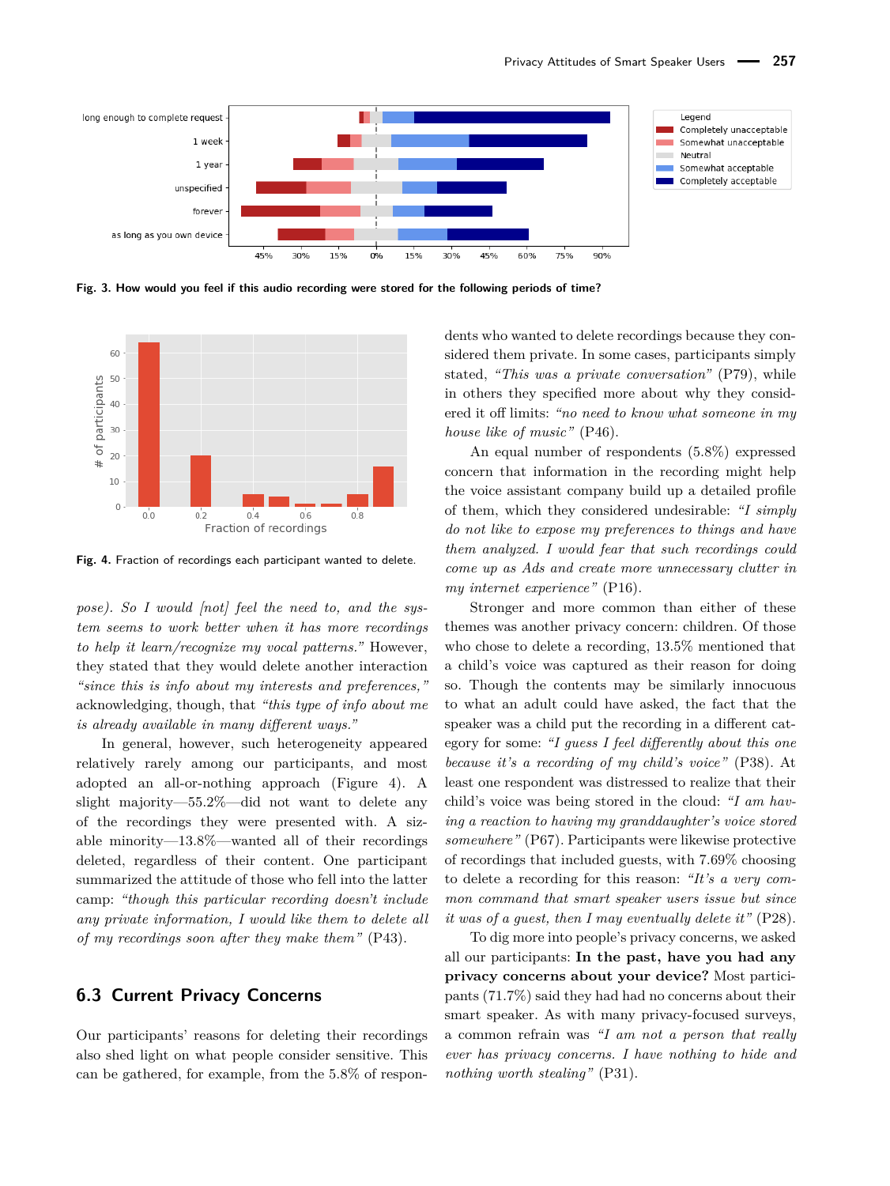Fig. 3. How would you feel if this audio recording were stored for the following periods of time?

Fig. 4. Fraction of recordings each participant wanted to delete.

*pose). So I would [not] feel the need to, and the system seems to work better when it has more recordings to help it learn/recognize my vocal patterns."* However, they stated that they would delete another interaction *"since this is info about my interests and preferences,"* acknowledging, though, that *"this type of info about me is already available in many different ways."*

In general, however, such heterogeneity appeared relatively rarely among our participants, and most adopted an all-or-nothing approach (Figure 4). A slight majority—55.2%—did not want to delete any of the recordings they were presented with. A sizable minority—13.8%—wanted all of their recordings deleted, regardless of their content. One participant summarized the attitude of those who fell into the latter camp: *"though this particular recording doesn't include any private information, I would like them to delete all of my recordings soon after they make them"* (P43).

## 6.3 Current Privacy Concerns

Our participants' reasons for deleting their recordings also shed light on what people consider sensitive. This can be gathered, for example, from the 5.8% of respondents who wanted to delete recordings because they considered them private. In some cases, participants simply stated, *"This was a private conversation"* (P79), while in others they specified more about why they considered it off limits: *"no need to know what someone in my house like of music"* (P46).

An equal number of respondents (5.8%) expressed concern that information in the recording might help the voice assistant company build up a detailed profile of them, which they considered undesirable: *"I simply do not like to expose my preferences to things and have them analyzed. I would fear that such recordings could come up as Ads and create more unnecessary clutter in my internet experience"* (P16).

Stronger and more common than either of these themes was another privacy concern: children. Of those who chose to delete a recording, 13.5% mentioned that a child's voice was captured as their reason for doing so. Though the contents may be similarly innocuous to what an adult could have asked, the fact that the speaker was a child put the recording in a different category for some: *"I guess I feel differently about this one because it's a recording of my child's voice"* (P38). At least one respondent was distressed to realize that their child's voice was being stored in the cloud: *"I am having a reaction to having my granddaughter's voice stored somewhere"* (P67). Participants were likewise protective of recordings that included guests, with 7.69% choosing to delete a recording for this reason: *"It's a very common command that smart speaker users issue but since it was of a guest, then I may eventually delete it"* (P28).

To dig more into people's privacy concerns, we asked all our participants: **In the past, have you had any privacy concerns about your device?** Most participants (71.7%) said they had had no concerns about their smart speaker. As with many privacy-focused surveys, a common refrain was *"I am not a person that really ever has privacy concerns. I have nothing to hide and nothing worth stealing"* (P31).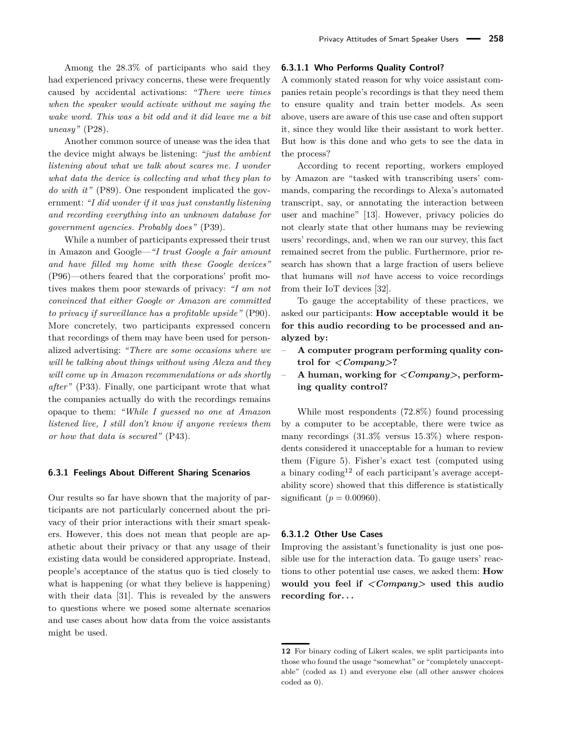Among the 28.3% of participants who said they had experienced privacy concerns, these were frequently caused by accidental activations: *"There were times when the speaker would activate without me saying the wake word. This was a bit odd and it did leave me a bit uneasy"* (P28).

Another common source of unease was the idea that the device might always be listening: *"just the ambient listening about what we talk about scares me. I wonder what data the device is collecting and what they plan to do with it"* (P89). One respondent implicated the government: *"I did wonder if it was just constantly listening and recording everything into an unknown database for government agencies. Probably does"* (P39).

While a number of participants expressed their trust in Amazon and Google—*"I trust Google a fair amount and have filled my home with these Google devices"* (P96)—others feared that the corporations' profit motives makes them poor stewards of privacy: *"I am not convinced that either Google or Amazon are committed to privacy if surveillance has a profitable upside"* (P90). More concretely, two participants expressed concern that recordings of them may have been used for personalized advertising: *"There are some occasions where we will be talking about things without using Alexa and they will come up in Amazon recommendations or ads shortly after"* (P33). Finally, one participant wrote that what the companies actually do with the recordings remains opaque to them: *"While I guessed no one at Amazon listened live, I still don't know if anyone reviews them or how that data is secured"* (P43).

### 6.3.1 Feelings About Different Sharing Scenarios

Our results so far have shown that the majority of participants are not particularly concerned about the privacy of their prior interactions with their smart speakers. However, this does not mean that people are apathetic about their privacy or that any usage of their existing data would be considered appropriate. Instead, people's acceptance of the status quo is tied closely to what is happening (or what they believe is happening) with their data [31]. This is revealed by the answers to questions where we posed some alternate scenarios and use cases about how data from the voice assistants might be used.

#### 6.3.1.1 Who Performs Quality Control?

A commonly stated reason for why voice assistant companies retain people's recordings is that they need them to ensure quality and train better models. As seen above, users are aware of this use case and often support it, since they would like their assistant to work better. But how is this done and who gets to see the data in the process?

According to recent reporting, workers employed by Amazon are "tasked with transcribing users' commands, comparing the recordings to Alexa's automated transcript, say, or annotating the interaction between user and machine" [13]. However, privacy policies do not clearly state that other humans may be reviewing users' recordings, and, when we ran our survey, this fact remained secret from the public. Furthermore, prior research has shown that a large fraction of users believe that humans will *not* have access to voice recordings from their IoT devices [32].

To gauge the acceptability of these practices, we asked our participants: **How acceptable would it be for this audio recording to be processed and analyzed by:**

- **A computer program performing quality control for *<Company>*?**
- **A human, working for *<Company>*, performing quality control?**

While most respondents (72.8%) found processing by a computer to be acceptable, there were twice as many recordings (31.3% versus 15.3%) where respondents considered it unacceptable for a human to review them (Figure 5). Fisher's exact test (computed using a binary coding[12] of each participant's average acceptability score) showed that this difference is statistically significant ($p = 0.00960$).

#### 6.3.1.2 Other Use Cases

Improving the assistant's functionality is just one possible use for the interaction data. To gauge users' reactions to other potential use cases, we asked them: **How would you feel if *<Company>* used this audio recording for. . .**

---

12 For binary coding of Likert scales, we split participants into those who found the usage "somewhat" or "completely unacceptable" (coded as 1) and everyone else (all other answer choices coded as 0).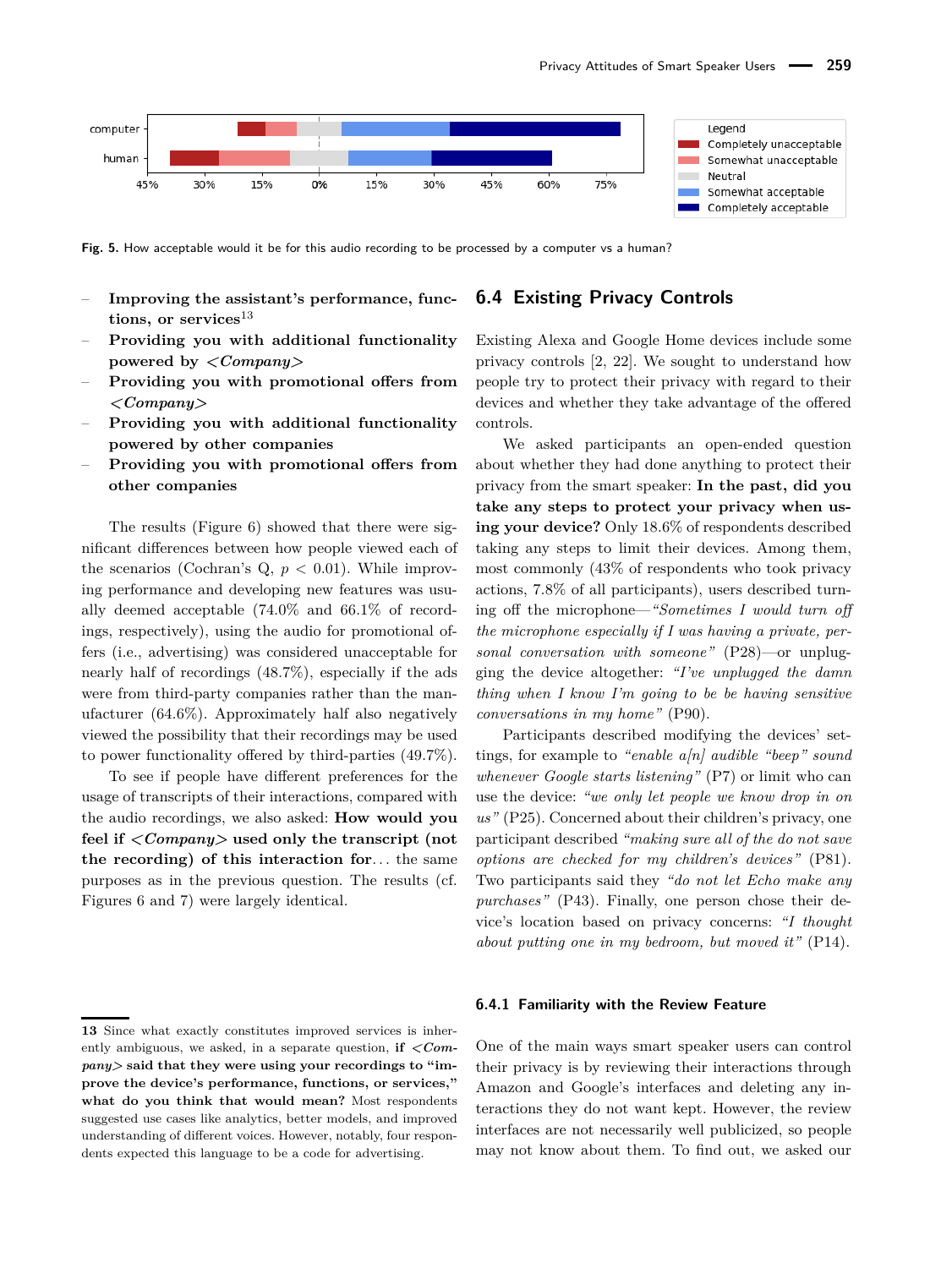**Fig. 5.** How acceptable would it be for this audio recording to be processed by a computer vs a human?

- **Improving the assistant's performance, functions, or services**[13]
- **Providing you with additional functionality powered by *<Company>***
- **Providing you with promotional offers from *<Company>***
- **Providing you with additional functionality powered by other companies**
- **Providing you with promotional offers from other companies**

The results (Figure 6) showed that there were significant differences between how people viewed each of the scenarios (Cochran's Q, $p < 0.01$). While improving performance and developing new features was usually deemed acceptable (74.0% and 66.1% of recordings, respectively), using the audio for promotional offers (i.e., advertising) was considered unacceptable for nearly half of recordings (48.7%), especially if the ads were from third-party companies rather than the manufacturer (64.6%). Approximately half also negatively viewed the possibility that their recordings may be used to power functionality offered by third-parties (49.7%).

To see if people have different preferences for the usage of transcripts of their interactions, compared with the audio recordings, we also asked: **How would you feel if *<Company>* used only the transcript (not the recording) of this interaction for**... the same purposes as in the previous question. The results (cf. Figures 6 and 7) were largely identical.

13 Since what exactly constitutes improved services is inherently ambiguous, we asked, in a separate question, **if *<Company>* said that they were using your recordings to "improve the device's performance, functions, or services," what do you think that would mean?** Most respondents suggested use cases like analytics, better models, and improved understanding of different voices. However, notably, four respondents expected this language to be a code for advertising.

## 6.4 Existing Privacy Controls

Existing Alexa and Google Home devices include some privacy controls [2, 22]. We sought to understand how people try to protect their privacy with regard to their devices and whether they take advantage of the offered controls.

We asked participants an open-ended question about whether they had done anything to protect their privacy from the smart speaker: **In the past, did you take any steps to protect your privacy when using your device?** Only 18.6% of respondents described taking any steps to limit their devices. Among them, most commonly (43% of respondents who took privacy actions, 7.8% of all participants), users described turning off the microphone—*"Sometimes I would turn off the microphone especially if I was having a private, personal conversation with someone"* (P28)—or unplugging the device altogether: *"I've unplugged the damn thing when I know I'm going to be be having sensitive conversations in my home"* (P90).

Participants described modifying the devices' settings, for example to *"enable a[n] audible "beep" sound whenever Google starts listening"* (P7) or limit who can use the device: *"we only let people we know drop in on us"* (P25). Concerned about their children's privacy, one participant described *"making sure all of the do not save options are checked for my children's devices"* (P81). Two participants said they *"do not let Echo make any purchases"* (P43). Finally, one person chose their device's location based on privacy concerns: *"I thought about putting one in my bedroom, but moved it"* (P14).

### 6.4.1 Familiarity with the Review Feature

One of the main ways smart speaker users can control their privacy is by reviewing their interactions through Amazon and Google's interfaces and deleting any interactions they do not want kept. However, the review interfaces are not necessarily well publicized, so people may not know about them. To find out, we asked our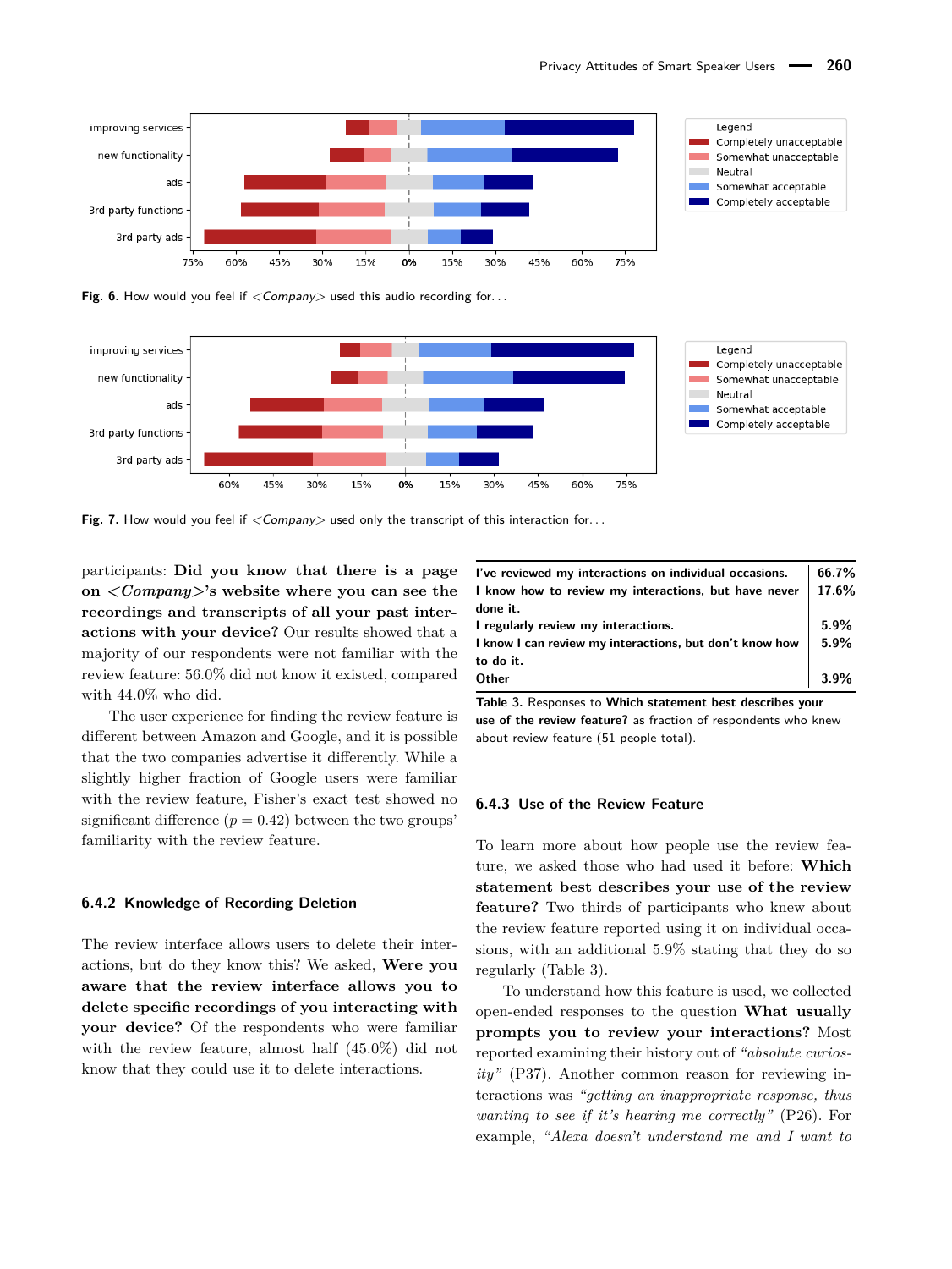Fig. 6. How would you feel if <*Company*> used this audio recording for. . .

Fig. 7. How would you feel if <*Company*> used only the transcript of this interaction for. . .

participants: **Did you know that there is a page on <*Company*>'s website where you can see the recordings and transcripts of all your past interactions with your device?** Our results showed that a majority of our respondents were not familiar with the review feature: 56.0% did not know it existed, compared with 44.0% who did.

The user experience for finding the review feature is different between Amazon and Google, and it is possible that the two companies advertise it differently. While a slightly higher fraction of Google users were familiar with the review feature, Fisher's exact test showed no significant difference ($p = 0.42$) between the two groups' familiarity with the review feature.

### 6.4.2 Knowledge of Recording Deletion

The review interface allows users to delete their interactions, but do they know this? We asked, **Were you aware that the review interface allows you to delete specific recordings of you interacting with your device?** Of the respondents who were familiar with the review feature, almost half (45.0%) did not know that they could use it to delete interactions.

| | |
|---|---|
| I've reviewed my interactions on individual occasions. | 66.7% |
| I know how to review my interactions, but have never done it. | 17.6% |
| I regularly review my interactions. | 5.9% |
| I know I can review my interactions, but don't know how to do it. | 5.9% |
| Other | 3.9% |

**Table 3.** Responses to **Which statement best describes your use of the review feature?** as fraction of respondents who knew about review feature (51 people total).

### 6.4.3 Use of the Review Feature

To learn more about how people use the review feature, we asked those who had used it before: **Which statement best describes your use of the review feature?** Two thirds of participants who knew about the review feature reported using it on individual occasions, with an additional 5.9% stating that they do so regularly (Table 3).

To understand how this feature is used, we collected open-ended responses to the question **What usually prompts you to review your interactions?** Most reported examining their history out of *"absolute curiosity"* (P37). Another common reason for reviewing interactions was *"getting an inappropriate response, thus wanting to see if it's hearing me correctly"* (P26). For example, *"Alexa doesn't understand me and I want to*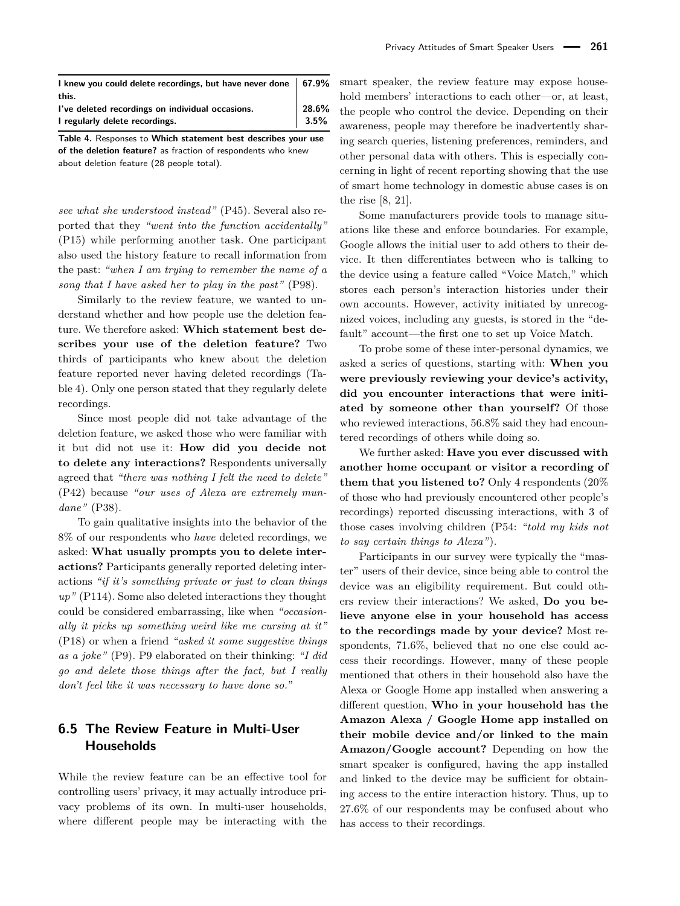| I knew you could delete recordings, but have never done this. | 67.9% |
|---|---|
| I've deleted recordings on individual occasions. | 28.6% |
| I regularly delete recordings. | 3.5% |

**Table 4.** Responses to **Which statement best describes your use of the deletion feature?** as fraction of respondents who knew about deletion feature (28 people total).

*see what she understood instead"* (P45). Several also reported that they *"went into the function accidentally"* (P15) while performing another task. One participant also used the history feature to recall information from the past: *"when I am trying to remember the name of a song that I have asked her to play in the past"* (P98).

Similarly to the review feature, we wanted to understand whether and how people use the deletion feature. We therefore asked: **Which statement best describes your use of the deletion feature?** Two thirds of participants who knew about the deletion feature reported never having deleted recordings (Table 4). Only one person stated that they regularly delete recordings.

Since most people did not take advantage of the deletion feature, we asked those who were familiar with it but did not use it: **How did you decide not to delete any interactions?** Respondents universally agreed that *"there was nothing I felt the need to delete"* (P42) because *"our uses of Alexa are extremely mundane"* (P38).

To gain qualitative insights into the behavior of the 8% of our respondents who *have* deleted recordings, we asked: **What usually prompts you to delete interactions?** Participants generally reported deleting interactions *"if it's something private or just to clean things up"* (P114). Some also deleted interactions they thought could be considered embarrassing, like when *"occasionally it picks up something weird like me cursing at it"* (P18) or when a friend *"asked it some suggestive things as a joke"* (P9). P9 elaborated on their thinking: *"I did go and delete those things after the fact, but I really don't feel like it was necessary to have done so."*

## 6.5 The Review Feature in Multi-User Households

While the review feature can be an effective tool for controlling users' privacy, it may actually introduce privacy problems of its own. In multi-user households, where different people may be interacting with the smart speaker, the review feature may expose household members' interactions to each other—or, at least, the people who control the device. Depending on their awareness, people may therefore be inadvertently sharing search queries, listening preferences, reminders, and other personal data with others. This is especially concerning in light of recent reporting showing that the use of smart home technology in domestic abuse cases is on the rise [8, 21].

Some manufacturers provide tools to manage situations like these and enforce boundaries. For example, Google allows the initial user to add others to their device. It then differentiates between who is talking to the device using a feature called "Voice Match," which stores each person's interaction histories under their own accounts. However, activity initiated by unrecognized voices, including any guests, is stored in the "default" account—the first one to set up Voice Match.

To probe some of these inter-personal dynamics, we asked a series of questions, starting with: **When you were previously reviewing your device's activity, did you encounter interactions that were initiated by someone other than yourself?** Of those who reviewed interactions, 56.8% said they had encountered recordings of others while doing so.

We further asked: **Have you ever discussed with another home occupant or visitor a recording of them that you listened to?** Only 4 respondents (20% of those who had previously encountered other people's recordings) reported discussing interactions, with 3 of those cases involving children (P54: *"told my kids not to say certain things to Alexa"*).

Participants in our survey were typically the "master" users of their device, since being able to control the device was an eligibility requirement. But could others review their interactions? We asked, **Do you believe anyone else in your household has access to the recordings made by your device?** Most respondents, 71.6%, believed that no one else could access their recordings. However, many of these people mentioned that others in their household also have the Alexa or Google Home app installed when answering a different question, **Who in your household has the Amazon Alexa / Google Home app installed on their mobile device and/or linked to the main Amazon/Google account?** Depending on how the smart speaker is configured, having the app installed and linked to the device may be sufficient for obtaining access to the entire interaction history. Thus, up to 27.6% of our respondents may be confused about who has access to their recordings.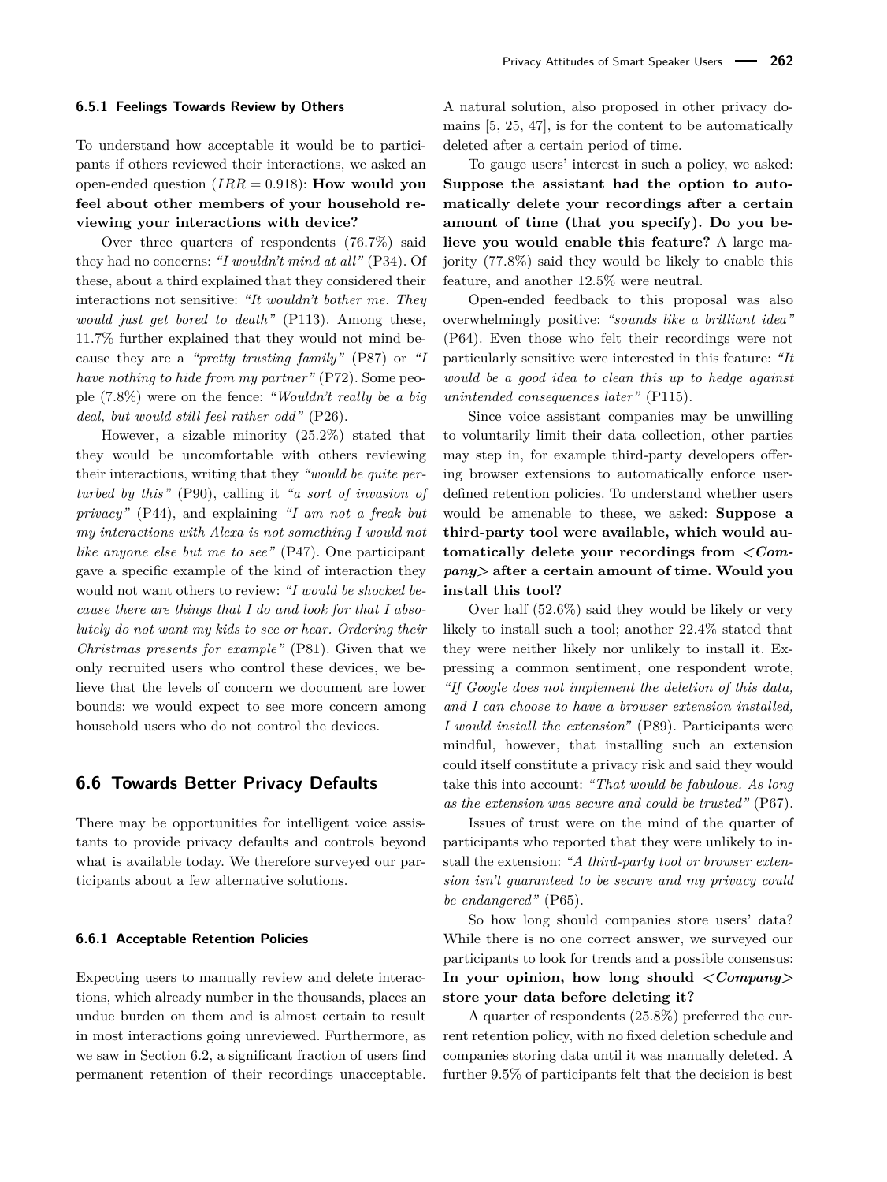#### 6.5.1 Feelings Towards Review by Others

To understand how acceptable it would be to participants if others reviewed their interactions, we asked an open-ended question ($IRR = 0.918$): **How would you feel about other members of your household reviewing your interactions with device?**

Over three quarters of respondents (76.7%) said they had no concerns: *"I wouldn't mind at all"* (P34). Of these, about a third explained that they considered their interactions not sensitive: *"It wouldn't bother me. They would just get bored to death"* (P113). Among these, 11.7% further explained that they would not mind because they are a *"pretty trusting family"* (P87) or *"I have nothing to hide from my partner"* (P72). Some people (7.8%) were on the fence: *"Wouldn't really be a big deal, but would still feel rather odd"* (P26).

However, a sizable minority (25.2%) stated that they would be uncomfortable with others reviewing their interactions, writing that they *"would be quite perturbed by this"* (P90), calling it *"a sort of invasion of privacy"* (P44), and explaining *"I am not a freak but my interactions with Alexa is not something I would not like anyone else but me to see"* (P47). One participant gave a specific example of the kind of interaction they would not want others to review: *"I would be shocked because there are things that I do and look for that I absolutely do not want my kids to see or hear. Ordering their Christmas presents for example"* (P81). Given that we only recruited users who control these devices, we believe that the levels of concern we document are lower bounds: we would expect to see more concern among household users who do not control the devices.

### 6.6 Towards Better Privacy Defaults

There may be opportunities for intelligent voice assistants to provide privacy defaults and controls beyond what is available today. We therefore surveyed our participants about a few alternative solutions.

#### 6.6.1 Acceptable Retention Policies

Expecting users to manually review and delete interactions, which already number in the thousands, places an undue burden on them and is almost certain to result in most interactions going unreviewed. Furthermore, as we saw in Section 6.2, a significant fraction of users find permanent retention of their recordings unacceptable. A natural solution, also proposed in other privacy domains [5, 25, 47], is for the content to be automatically deleted after a certain period of time.

To gauge users' interest in such a policy, we asked: **Suppose the assistant had the option to automatically delete your recordings after a certain amount of time (that you specify). Do you believe you would enable this feature?** A large majority (77.8%) said they would be likely to enable this feature, and another 12.5% were neutral.

Open-ended feedback to this proposal was also overwhelmingly positive: *"sounds like a brilliant idea"* (P64). Even those who felt their recordings were not particularly sensitive were interested in this feature: *"It would be a good idea to clean this up to hedge against unintended consequences later"* (P115).

Since voice assistant companies may be unwilling to voluntarily limit their data collection, other parties may step in, for example third-party developers offering browser extensions to automatically enforce user-defined retention policies. To understand whether users would be amenable to these, we asked: **Suppose a third-party tool were available, which would automatically delete your recordings from <*Company*> after a certain amount of time. Would you install this tool?**

Over half (52.6%) said they would be likely or very likely to install such a tool; another 22.4% stated that they were neither likely nor unlikely to install it. Expressing a common sentiment, one respondent wrote, *"If Google does not implement the deletion of this data, and I can choose to have a browser extension installed, I would install the extension"* (P89). Participants were mindful, however, that installing such an extension could itself constitute a privacy risk and said they would take this into account: *"That would be fabulous. As long as the extension was secure and could be trusted"* (P67).

Issues of trust were on the mind of the quarter of participants who reported that they were unlikely to install the extension: *"A third-party tool or browser extension isn't guaranteed to be secure and my privacy could be endangered"* (P65).

So how long should companies store users' data? While there is no one correct answer, we surveyed our participants to look for trends and a possible consensus: **In your opinion, how long should <*Company*> store your data before deleting it?**

A quarter of respondents (25.8%) preferred the current retention policy, with no fixed deletion schedule and companies storing data until it was manually deleted. A further 9.5% of participants felt that the decision is best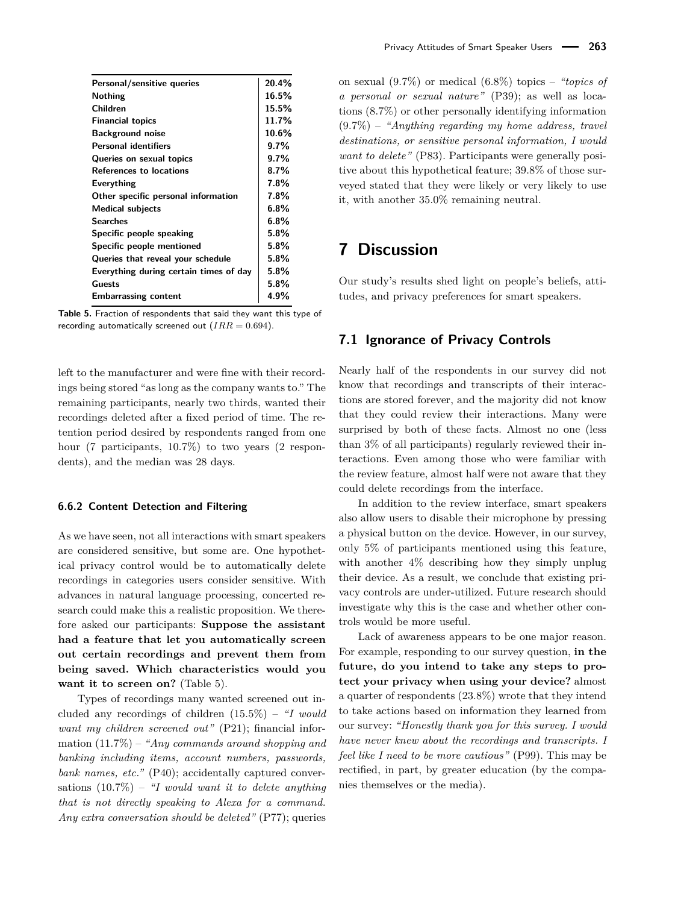| Personal/sensitive queries | 20.4% |
|---|---|
| Nothing | 16.5% |
| Children | 15.5% |
| Financial topics | 11.7% |
| Background noise | 10.6% |
| Personal identifiers | 9.7% |
| Queries on sexual topics | 9.7% |
| References to locations | 8.7% |
| Everything | 7.8% |
| Other specific personal information | 7.8% |
| Medical subjects | 6.8% |
| Searches | 6.8% |
| Specific people speaking | 5.8% |
| Specific people mentioned | 5.8% |
| Queries that reveal your schedule | 5.8% |
| Everything during certain times of day | 5.8% |
| Guests | 5.8% |
| Embarrassing content | 4.9% |

**Table 5.** Fraction of respondents that said they want this type of recording automatically screened out ($IRR = 0.694$).

left to the manufacturer and were fine with their recordings being stored "as long as the company wants to." The remaining participants, nearly two thirds, wanted their recordings deleted after a fixed period of time. The retention period desired by respondents ranged from one hour (7 participants, 10.7%) to two years (2 respondents), and the median was 28 days.

#### 6.6.2 Content Detection and Filtering

As we have seen, not all interactions with smart speakers are considered sensitive, but some are. One hypothetical privacy control would be to automatically delete recordings in categories users consider sensitive. With advances in natural language processing, concerted research could make this a realistic proposition. We therefore asked our participants: **Suppose the assistant had a feature that let you automatically screen out certain recordings and prevent them from being saved. Which characteristics would you want it to screen on?** (Table 5).

Types of recordings many wanted screened out included any recordings of children (15.5%) – *"I would want my children screened out"* (P21); financial information (11.7%) – *"Any commands around shopping and banking including items, account numbers, passwords, bank names, etc."* (P40); accidentally captured conversations (10.7%) – *"I would want it to delete anything that is not directly speaking to Alexa for a command. Any extra conversation should be deleted"* (P77); queries on sexual (9.7%) or medical (6.8%) topics – *"topics of a personal or sexual nature"* (P39); as well as locations (8.7%) or other personally identifying information (9.7%) – *"Anything regarding my home address, travel destinations, or sensitive personal information, I would want to delete"* (P83). Participants were generally positive about this hypothetical feature; 39.8% of those surveyed stated that they were likely or very likely to use it, with another 35.0% remaining neutral.

## 7 Discussion

Our study's results shed light on people's beliefs, attitudes, and privacy preferences for smart speakers.

### 7.1 Ignorance of Privacy Controls

Nearly half of the respondents in our survey did not know that recordings and transcripts of their interactions are stored forever, and the majority did not know that they could review their interactions. Many were surprised by both of these facts. Almost no one (less than 3% of all participants) regularly reviewed their interactions. Even among those who were familiar with the review feature, almost half were not aware that they could delete recordings from the interface.

In addition to the review interface, smart speakers also allow users to disable their microphone by pressing a physical button on the device. However, in our survey, only 5% of participants mentioned using this feature, with another 4% describing how they simply unplug their device. As a result, we conclude that existing privacy controls are under-utilized. Future research should investigate why this is the case and whether other controls would be more useful.

Lack of awareness appears to be one major reason. For example, responding to our survey question, **in the future, do you intend to take any steps to protect your privacy when using your device?** almost a quarter of respondents (23.8%) wrote that they intend to take actions based on information they learned from our survey: *"Honestly thank you for this survey. I would have never knew about the recordings and transcripts. I feel like I need to be more cautious"* (P99). This may be rectified, in part, by greater education (by the companies themselves or the media).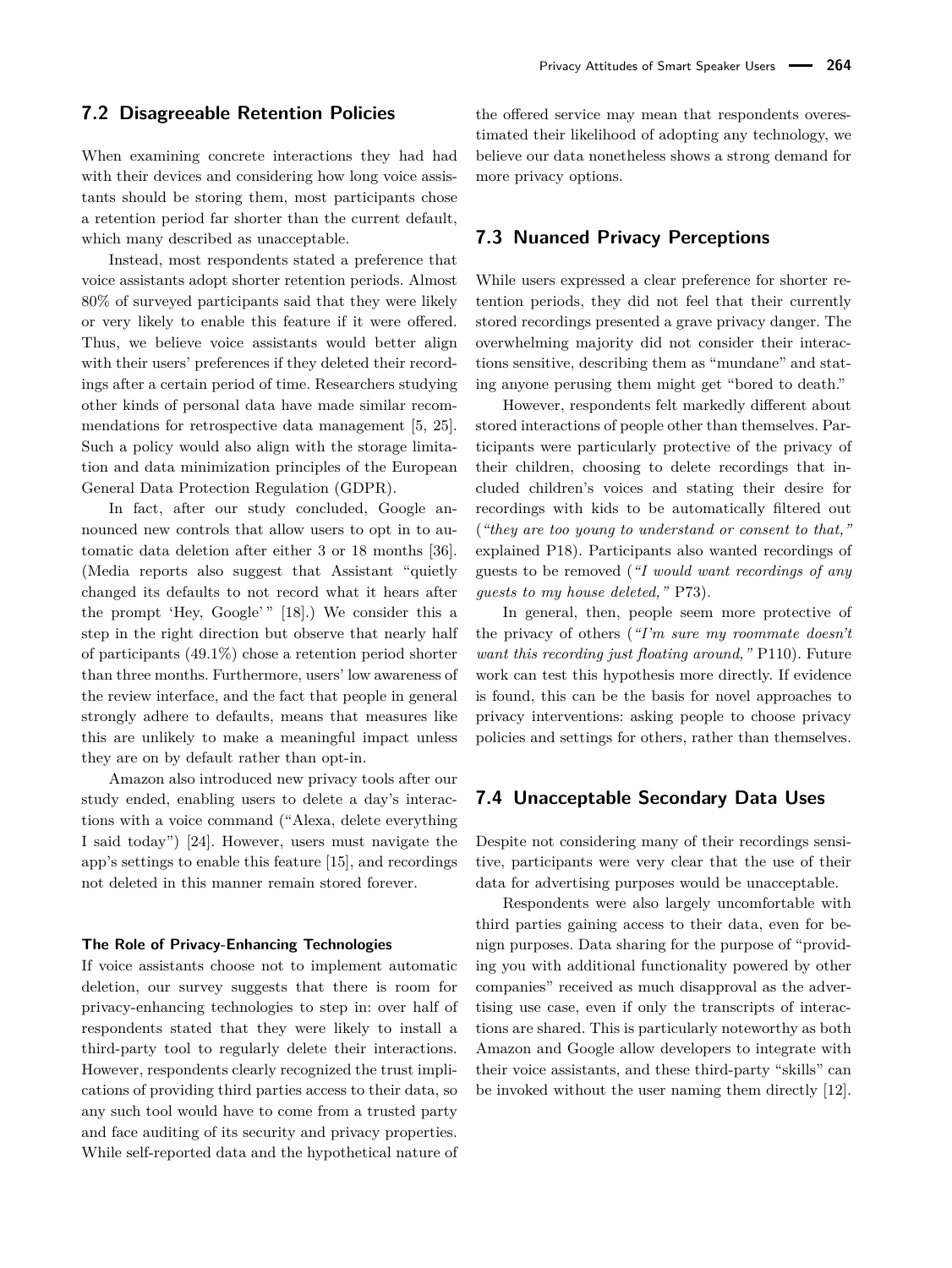## 7.2 Disagreeable Retention Policies

When examining concrete interactions they had had with their devices and considering how long voice assistants should be storing them, most participants chose a retention period far shorter than the current default, which many described as unacceptable.

Instead, most respondents stated a preference that voice assistants adopt shorter retention periods. Almost 80% of surveyed participants said that they were likely or very likely to enable this feature if it were offered. Thus, we believe voice assistants would better align with their users' preferences if they deleted their recordings after a certain period of time. Researchers studying other kinds of personal data have made similar recommendations for retrospective data management [5, 25]. Such a policy would also align with the storage limitation and data minimization principles of the European General Data Protection Regulation (GDPR).

In fact, after our study concluded, Google announced new controls that allow users to opt in to automatic data deletion after either 3 or 18 months [36]. (Media reports also suggest that Assistant "quietly changed its defaults to not record what it hears after the prompt 'Hey, Google'" [18].) We consider this a step in the right direction but observe that nearly half of participants (49.1%) chose a retention period shorter than three months. Furthermore, users' low awareness of the review interface, and the fact that people in general strongly adhere to defaults, means that measures like this are unlikely to make a meaningful impact unless they are on by default rather than opt-in.

Amazon also introduced new privacy tools after our study ended, enabling users to delete a day's interactions with a voice command ("Alexa, delete everything I said today") [24]. However, users must navigate the app's settings to enable this feature [15], and recordings not deleted in this manner remain stored forever.

#### The Role of Privacy-Enhancing Technologies

If voice assistants choose not to implement automatic deletion, our survey suggests that there is room for privacy-enhancing technologies to step in: over half of respondents stated that they were likely to install a third-party tool to regularly delete their interactions. However, respondents clearly recognized the trust implications of providing third parties access to their data, so any such tool would have to come from a trusted party and face auditing of its security and privacy properties. While self-reported data and the hypothetical nature of the offered service may mean that respondents overestimated their likelihood of adopting any technology, we believe our data nonetheless shows a strong demand for more privacy options.

## 7.3 Nuanced Privacy Perceptions

While users expressed a clear preference for shorter retention periods, they did not feel that their currently stored recordings presented a grave privacy danger. The overwhelming majority did not consider their interactions sensitive, describing them as "mundane" and stating anyone perusing them might get "bored to death."

However, respondents felt markedly different about stored interactions of people other than themselves. Participants were particularly protective of the privacy of their children, choosing to delete recordings that included children's voices and stating their desire for recordings with kids to be automatically filtered out (*"they are too young to understand or consent to that,"* explained P18). Participants also wanted recordings of guests to be removed (*"I would want recordings of any guests to my house deleted,"* P73).

In general, then, people seem more protective of the privacy of others (*"I'm sure my roommate doesn't want this recording just floating around,"* P110). Future work can test this hypothesis more directly. If evidence is found, this can be the basis for novel approaches to privacy interventions: asking people to choose privacy policies and settings for others, rather than themselves.

## 7.4 Unacceptable Secondary Data Uses

Despite not considering many of their recordings sensitive, participants were very clear that the use of their data for advertising purposes would be unacceptable.

Respondents were also largely uncomfortable with third parties gaining access to their data, even for benign purposes. Data sharing for the purpose of "providing you with additional functionality powered by other companies" received as much disapproval as the advertising use case, even if only the transcripts of interactions are shared. This is particularly noteworthy as both Amazon and Google allow developers to integrate with their voice assistants, and these third-party "skills" can be invoked without the user naming them directly [12].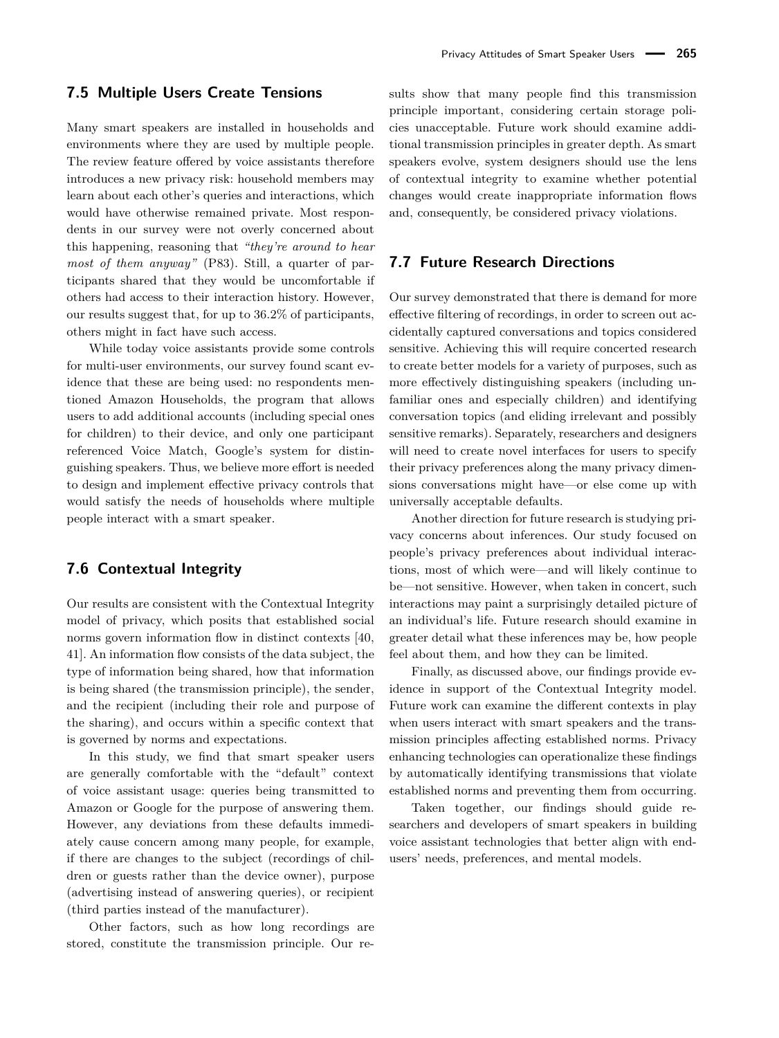## 7.5 Multiple Users Create Tensions

Many smart speakers are installed in households and environments where they are used by multiple people. The review feature offered by voice assistants therefore introduces a new privacy risk: household members may learn about each other's queries and interactions, which would have otherwise remained private. Most respondents in our survey were not overly concerned about this happening, reasoning that *"they're around to hear most of them anyway"* (P83). Still, a quarter of participants shared that they would be uncomfortable if others had access to their interaction history. However, our results suggest that, for up to 36.2% of participants, others might in fact have such access.

While today voice assistants provide some controls for multi-user environments, our survey found scant evidence that these are being used: no respondents mentioned Amazon Households, the program that allows users to add additional accounts (including special ones for children) to their device, and only one participant referenced Voice Match, Google's system for distinguishing speakers. Thus, we believe more effort is needed to design and implement effective privacy controls that would satisfy the needs of households where multiple people interact with a smart speaker.

## 7.6 Contextual Integrity

Our results are consistent with the Contextual Integrity model of privacy, which posits that established social norms govern information flow in distinct contexts [40, 41]. An information flow consists of the data subject, the type of information being shared, how that information is being shared (the transmission principle), the sender, and the recipient (including their role and purpose of the sharing), and occurs within a specific context that is governed by norms and expectations.

In this study, we find that smart speaker users are generally comfortable with the "default" context of voice assistant usage: queries being transmitted to Amazon or Google for the purpose of answering them. However, any deviations from these defaults immediately cause concern among many people, for example, if there are changes to the subject (recordings of children or guests rather than the device owner), purpose (advertising instead of answering queries), or recipient (third parties instead of the manufacturer).

Other factors, such as how long recordings are stored, constitute the transmission principle. Our results show that many people find this transmission principle important, considering certain storage policies unacceptable. Future work should examine additional transmission principles in greater depth. As smart speakers evolve, system designers should use the lens of contextual integrity to examine whether potential changes would create inappropriate information flows and, consequently, be considered privacy violations.

## 7.7 Future Research Directions

Our survey demonstrated that there is demand for more effective filtering of recordings, in order to screen out accidentally captured conversations and topics considered sensitive. Achieving this will require concerted research to create better models for a variety of purposes, such as more effectively distinguishing speakers (including unfamiliar ones and especially children) and identifying conversation topics (and eliding irrelevant and possibly sensitive remarks). Separately, researchers and designers will need to create novel interfaces for users to specify their privacy preferences along the many privacy dimensions conversations might have—or else come up with universally acceptable defaults.

Another direction for future research is studying privacy concerns about inferences. Our study focused on people's privacy preferences about individual interactions, most of which were—and will likely continue to be—not sensitive. However, when taken in concert, such interactions may paint a surprisingly detailed picture of an individual's life. Future research should examine in greater detail what these inferences may be, how people feel about them, and how they can be limited.

Finally, as discussed above, our findings provide evidence in support of the Contextual Integrity model. Future work can examine the different contexts in play when users interact with smart speakers and the transmission principles affecting established norms. Privacy enhancing technologies can operationalize these findings by automatically identifying transmissions that violate established norms and preventing them from occurring.

Taken together, our findings should guide researchers and developers of smart speakers in building voice assistant technologies that better align with end-users' needs, preferences, and mental models.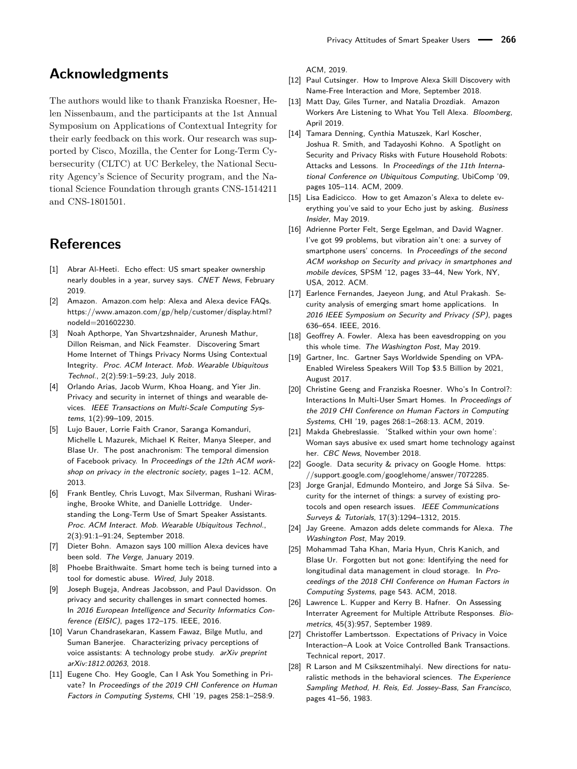## Acknowledgments

The authors would like to thank Franziska Roesner, Helen Nissenbaum, and the participants at the 1st Annual Symposium on Applications of Contextual Integrity for their early feedback on this work. Our research was supported by Cisco, Mozilla, the Center for Long-Term Cybersecurity (CLTC) at UC Berkeley, the National Security Agency's Science of Security program, and the National Science Foundation through grants CNS-1514211 and CNS-1801501.

## References

[1] Abrar Al-Heeti. Echo effect: US smart speaker ownership nearly doubles in a year, survey says. *CNET News*, February 2019.

[2] Amazon. Amazon.com help: Alexa and Alexa device FAQs. https://www.amazon.com/gp/help/customer/display.html?nodeId=201602230.

[3] Noah Apthorpe, Yan Shvartzshnaider, Arunesh Mathur, Dillon Reisman, and Nick Feamster. Discovering Smart Home Internet of Things Privacy Norms Using Contextual Integrity. *Proc. ACM Interact. Mob. Wearable Ubiquitous Technol.*, 2(2):59:1–59:23, July 2018.

[4] Orlando Arias, Jacob Wurm, Khoa Hoang, and Yier Jin. Privacy and security in internet of things and wearable devices. *IEEE Transactions on Multi-Scale Computing Systems*, 1(2):99–109, 2015.

[5] Lujo Bauer, Lorrie Faith Cranor, Saranga Komanduri, Michelle L Mazurek, Michael K Reiter, Manya Sleeper, and Blase Ur. The post anachronism: The temporal dimension of Facebook privacy. In *Proceedings of the 12th ACM workshop on privacy in the electronic society*, pages 1–12. ACM, 2013.

[6] Frank Bentley, Chris Luvogt, Max Silverman, Rushani Wirasinghe, Brooke White, and Danielle Lottridge. Understanding the Long-Term Use of Smart Speaker Assistants. *Proc. ACM Interact. Mob. Wearable Ubiquitous Technol.*, 2(3):91:1–91:24, September 2018.

[7] Dieter Bohn. Amazon says 100 million Alexa devices have been sold. *The Verge*, January 2019.

[8] Phoebe Braithwaite. Smart home tech is being turned into a tool for domestic abuse. *Wired*, July 2018.

[9] Joseph Bugeja, Andreas Jacobsson, and Paul Davidsson. On privacy and security challenges in smart connected homes. In *2016 European Intelligence and Security Informatics Conference (EISIC)*, pages 172–175. IEEE, 2016.

[10] Varun Chandrasekaran, Kassem Fawaz, Bilge Mutlu, and Suman Banerjee. Characterizing privacy perceptions of voice assistants: A technology probe study. *arXiv preprint arXiv:1812.00263*, 2018.

[11] Eugene Cho. Hey Google, Can I Ask You Something in Private? In *Proceedings of the 2019 CHI Conference on Human Factors in Computing Systems*, CHI '19, pages 258:1–258:9. ACM, 2019.

[12] Paul Cutsinger. How to Improve Alexa Skill Discovery with Name-Free Interaction and More, September 2018.

[13] Matt Day, Giles Turner, and Natalia Drozdiak. Amazon Workers Are Listening to What You Tell Alexa. *Bloomberg*, April 2019.

[14] Tamara Denning, Cynthia Matuszek, Karl Koscher, Joshua R. Smith, and Tadayoshi Kohno. A Spotlight on Security and Privacy Risks with Future Household Robots: Attacks and Lessons. In *Proceedings of the 11th International Conference on Ubiquitous Computing*, UbiComp '09, pages 105–114. ACM, 2009.

[15] Lisa Eadicicco. How to get Amazon's Alexa to delete everything you've said to your Echo just by asking. *Business Insider*, May 2019.

[16] Adrienne Porter Felt, Serge Egelman, and David Wagner. I've got 99 problems, but vibration ain't one: a survey of smartphone users' concerns. In *Proceedings of the second ACM workshop on Security and privacy in smartphones and mobile devices*, SPSM '12, pages 33–44, New York, NY, USA, 2012. ACM.

[17] Earlence Fernandes, Jaeyeon Jung, and Atul Prakash. Security analysis of emerging smart home applications. In *2016 IEEE Symposium on Security and Privacy (SP)*, pages 636–654. IEEE, 2016.

[18] Geoffrey A. Fowler. Alexa has been eavesdropping on you this whole time. *The Washington Post*, May 2019.

[19] Gartner, Inc. Gartner Says Worldwide Spending on VPA-Enabled Wireless Speakers Will Top $3.5 Billion by 2021, August 2017.

[20] Christine Geeng and Franziska Roesner. Who's In Control?: Interactions In Multi-User Smart Homes. In *Proceedings of the 2019 CHI Conference on Human Factors in Computing Systems*, CHI '19, pages 268:1–268:13. ACM, 2019.

[21] Makda Ghebreslassie. 'Stalked within your own home': Woman says abusive ex used smart home technology against her. *CBC News*, November 2018.

[22] Google. Data security & privacy on Google Home. https://support.google.com/googlehome/answer/7072285.

[23] Jorge Granjal, Edmundo Monteiro, and Jorge Sá Silva. Security for the internet of things: a survey of existing protocols and open research issues. *IEEE Communications Surveys & Tutorials*, 17(3):1294–1312, 2015.

[24] Jay Greene. Amazon adds delete commands for Alexa. *The Washington Post*, May 2019.

[25] Mohammad Taha Khan, Maria Hyun, Chris Kanich, and Blase Ur. Forgotten but not gone: Identifying the need for longitudinal data management in cloud storage. In *Proceedings of the 2018 CHI Conference on Human Factors in Computing Systems*, page 543. ACM, 2018.

[26] Lawrence L. Kupper and Kerry B. Hafner. On Assessing Interrater Agreement for Multiple Attribute Responses. *Biometrics*, 45(3):957, September 1989.

[27] Christoffer Lambertsson. Expectations of Privacy in Voice Interaction–A Look at Voice Controlled Bank Transactions. Technical report, 2017.

[28] R Larson and M Csikszentmihalyi. New directions for naturalistic methods in the behavioral sciences. *The Experience Sampling Method, H. Reis, Ed. Jossey-Bass, San Francisco*, pages 41–56, 1983.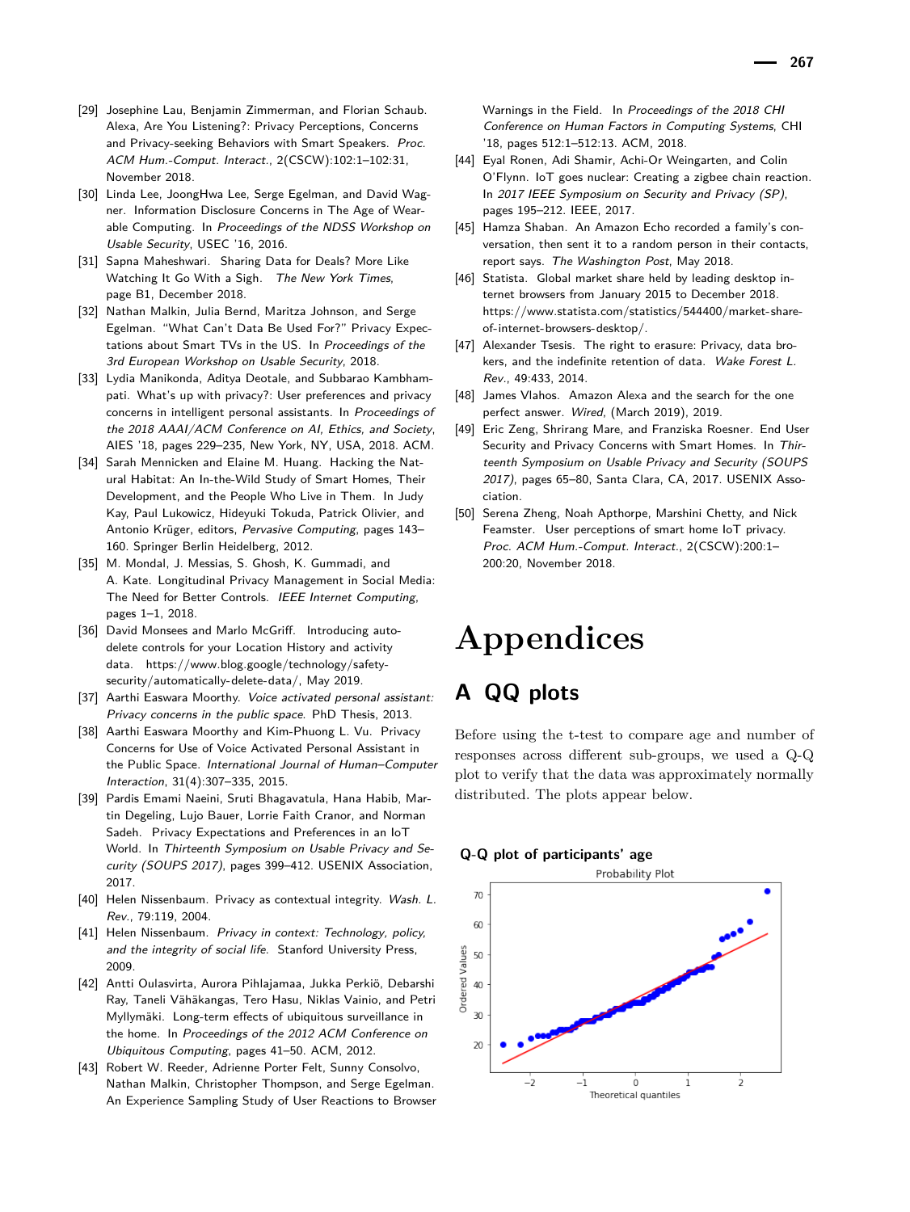[29] Josephine Lau, Benjamin Zimmerman, and Florian Schaub. Alexa, Are You Listening?: Privacy Perceptions, Concerns and Privacy-seeking Behaviors with Smart Speakers. *Proc. ACM Hum.-Comput. Interact.*, 2(CSCW):102:1–102:31, November 2018.

[30] Linda Lee, JoongHwa Lee, Serge Egelman, and David Wagner. Information Disclosure Concerns in The Age of Wearable Computing. In *Proceedings of the NDSS Workshop on Usable Security*, USEC '16, 2016.

[31] Sapna Maheshwari. Sharing Data for Deals? More Like Watching It Go With a Sigh. *The New York Times*, page B1, December 2018.

[32] Nathan Malkin, Julia Bernd, Maritza Johnson, and Serge Egelman. "What Can't Data Be Used For?" Privacy Expectations about Smart TVs in the US. In *Proceedings of the 3rd European Workshop on Usable Security*, 2018.

[33] Lydia Manikonda, Aditya Deotale, and Subbarao Kambhampati. What's up with privacy?: User preferences and privacy concerns in intelligent personal assistants. In *Proceedings of the 2018 AAAI/ACM Conference on AI, Ethics, and Society*, AIES '18, pages 229–235, New York, NY, USA, 2018. ACM.

[34] Sarah Mennicken and Elaine M. Huang. Hacking the Natural Habitat: An In-the-Wild Study of Smart Homes, Their Development, and the People Who Live in Them. In Judy Kay, Paul Lukowicz, Hideyuki Tokuda, Patrick Olivier, and Antonio Krüger, editors, *Pervasive Computing*, pages 143–160. Springer Berlin Heidelberg, 2012.

[35] M. Mondal, J. Messias, S. Ghosh, K. Gummadi, and A. Kate. Longitudinal Privacy Management in Social Media: The Need for Better Controls. *IEEE Internet Computing*, pages 1–1, 2018.

[36] David Monsees and Marlo McGriff. Introducing auto-delete controls for your Location History and activity data. https://www.blog.google/technology/safety-security/automatically-delete-data/, May 2019.

[37] Aarthi Easwara Moorthy. *Voice activated personal assistant: Privacy concerns in the public space*. PhD Thesis, 2013.

[38] Aarthi Easwara Moorthy and Kim-Phuong L. Vu. Privacy Concerns for Use of Voice Activated Personal Assistant in the Public Space. *International Journal of Human–Computer Interaction*, 31(4):307–335, 2015.

[39] Pardis Emami Naeini, Sruti Bhagavatula, Hana Habib, Martin Degeling, Lujo Bauer, Lorrie Faith Cranor, and Norman Sadeh. Privacy Expectations and Preferences in an IoT World. In *Thirteenth Symposium on Usable Privacy and Security (SOUPS 2017)*, pages 399–412. USENIX Association, 2017.

[40] Helen Nissenbaum. Privacy as contextual integrity. *Wash. L. Rev.*, 79:119, 2004.

[41] Helen Nissenbaum. *Privacy in context: Technology, policy, and the integrity of social life*. Stanford University Press, 2009.

[42] Antti Oulasvirta, Aurora Pihlajamaa, Jukka Perkiö, Debarshi Ray, Taneli Vähäkangas, Tero Hasu, Niklas Vainio, and Petri Myllymäki. Long-term effects of ubiquitous surveillance in the home. In *Proceedings of the 2012 ACM Conference on Ubiquitous Computing*, pages 41–50. ACM, 2012.

[43] Robert W. Reeder, Adrienne Porter Felt, Sunny Consolvo, Nathan Malkin, Christopher Thompson, and Serge Egelman. An Experience Sampling Study of User Reactions to Browser Warnings in the Field. In *Proceedings of the 2018 CHI Conference on Human Factors in Computing Systems*, CHI '18, pages 512:1–512:13. ACM, 2018.

[44] Eyal Ronen, Adi Shamir, Achi-Or Weingarten, and Colin O'Flynn. IoT goes nuclear: Creating a zigbee chain reaction. In *2017 IEEE Symposium on Security and Privacy (SP)*, pages 195–212. IEEE, 2017.

[45] Hamza Shaban. An Amazon Echo recorded a family's conversation, then sent it to a random person in their contacts, report says. *The Washington Post*, May 2018.

[46] Statista. Global market share held by leading desktop internet browsers from January 2015 to December 2018. https://www.statista.com/statistics/544400/market-share-of-internet-browsers-desktop/.

[47] Alexander Tsesis. The right to erasure: Privacy, data brokers, and the indefinite retention of data. *Wake Forest L. Rev.*, 49:433, 2014.

[48] James Vlahos. Amazon Alexa and the search for the one perfect answer. *Wired*, (March 2019), 2019.

[49] Eric Zeng, Shrirang Mare, and Franziska Roesner. End User Security and Privacy Concerns with Smart Homes. In *Thirteenth Symposium on Usable Privacy and Security (SOUPS 2017)*, pages 65–80, Santa Clara, CA, 2017. USENIX Association.

[50] Serena Zheng, Noah Apthorpe, Marshini Chetty, and Nick Feamster. User perceptions of smart home IoT privacy. *Proc. ACM Hum.-Comput. Interact.*, 2(CSCW):200:1–200:20, November 2018.

# Appendices

## A QQ plots

Before using the t-test to compare age and number of responses across different sub-groups, we used a Q-Q plot to verify that the data was approximately normally distributed. The plots appear below.

**Q-Q plot of participants' age**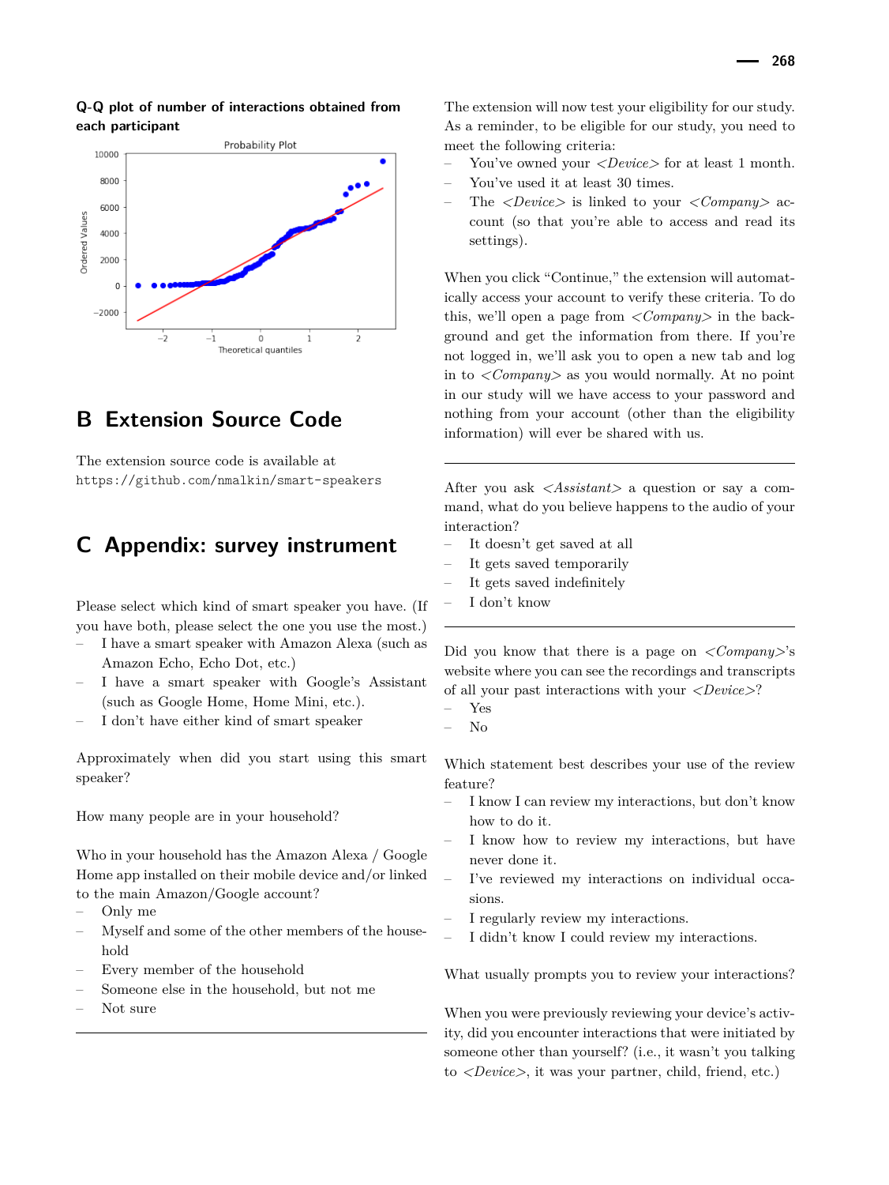**Q-Q plot of number of interactions obtained from each participant**

## B Extension Source Code

The extension source code is available at
https://github.com/nmalkin/smart-speakers

## C Appendix: survey instrument

Please select which kind of smart speaker you have. (If you have both, please select the one you use the most.)
- I have a smart speaker with Amazon Alexa (such as Amazon Echo, Echo Dot, etc.)
- I have a smart speaker with Google's Assistant (such as Google Home, Home Mini, etc.).
- I don't have either kind of smart speaker

Approximately when did you start using this smart speaker?

How many people are in your household?

Who in your household has the Amazon Alexa / Google Home app installed on their mobile device and/or linked to the main Amazon/Google account?
- Only me
- Myself and some of the other members of the household
- Every member of the household
- Someone else in the household, but not me
- Not sure

---

The extension will now test your eligibility for our study. As a reminder, to be eligible for our study, you need to meet the following criteria:
- You've owned your *<Device>* for at least 1 month.
- You've used it at least 30 times.
- The *<Device>* is linked to your *<Company>* account (so that you're able to access and read its settings).

When you click "Continue," the extension will automatically access your account to verify these criteria. To do this, we'll open a page from *<Company>* in the background and get the information from there. If you're not logged in, we'll ask you to open a new tab and log in to *<Company>* as you would normally. At no point in our study will we have access to your password and nothing from your account (other than the eligibility information) will ever be shared with us.

---

After you ask *<Assistant>* a question or say a command, what do you believe happens to the audio of your interaction?
- It doesn't get saved at all
- It gets saved temporarily
- It gets saved indefinitely
- I don't know

---

Did you know that there is a page on *<Company>*'s website where you can see the recordings and transcripts of all your past interactions with your *<Device>*?
- Yes
- No

Which statement best describes your use of the review feature?
- I know I can review my interactions, but don't know how to do it.
- I know how to review my interactions, but have never done it.
- I've reviewed my interactions on individual occasions.
- I regularly review my interactions.
- I didn't know I could review my interactions.

What usually prompts you to review your interactions?

When you were previously reviewing your device's activity, did you encounter interactions that were initiated by someone other than yourself? (i.e., it wasn't you talking to *<Device>*, it was your partner, child, friend, etc.)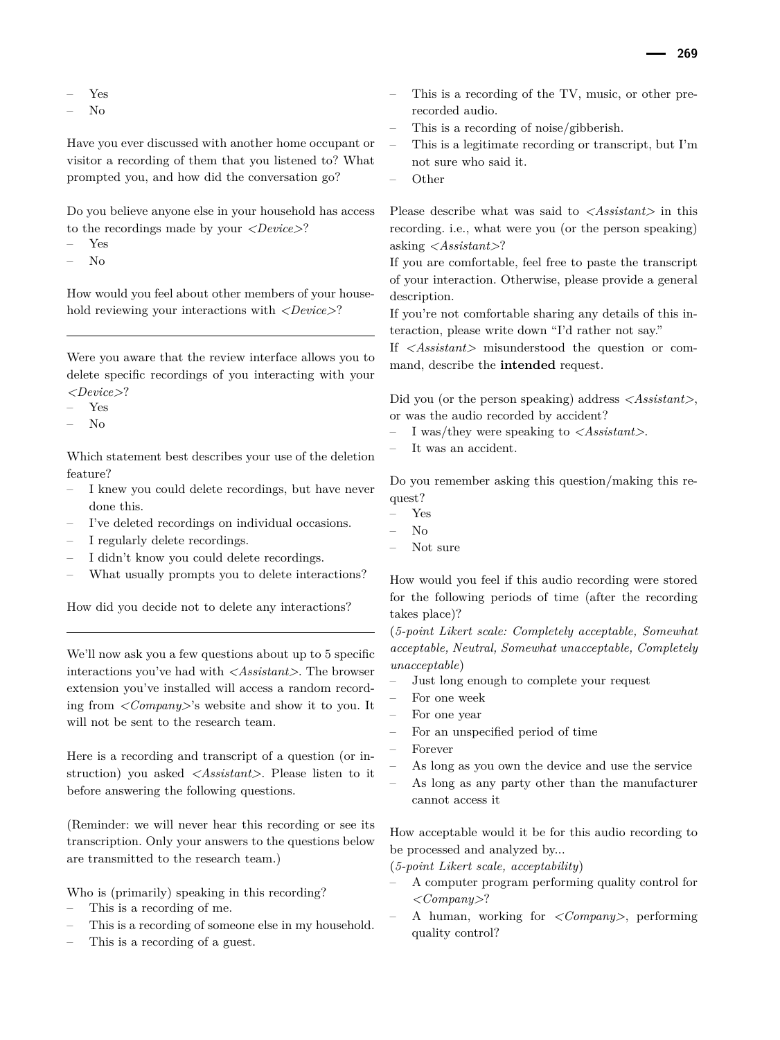- Yes
- No

Have you ever discussed with another home occupant or visitor a recording of them that you listened to? What prompted you, and how did the conversation go?

Do you believe anyone else in your household has access to the recordings made by your <*Device*>?

- Yes
- No

How would you feel about other members of your household reviewing your interactions with <*Device*>?

---

Were you aware that the review interface allows you to delete specific recordings of you interacting with your <*Device*>?

- Yes
- No

Which statement best describes your use of the deletion feature?

- I knew you could delete recordings, but have never done this.
- I've deleted recordings on individual occasions.
- I regularly delete recordings.
- I didn't know you could delete recordings.
- What usually prompts you to delete interactions?

How did you decide not to delete any interactions?

---

We'll now ask you a few questions about up to 5 specific interactions you've had with <*Assistant*>. The browser extension you've installed will access a random recording from <*Company*>'s website and show it to you. It will not be sent to the research team.

Here is a recording and transcript of a question (or instruction) you asked <*Assistant*>. Please listen to it before answering the following questions.

(Reminder: we will never hear this recording or see its transcription. Only your answers to the questions below are transmitted to the research team.)

Who is (primarily) speaking in this recording?

- This is a recording of me.
- This is a recording of someone else in my household.
- This is a recording of a guest.
- This is a recording of the TV, music, or other prerecorded audio.
- This is a recording of noise/gibberish.
- This is a legitimate recording or transcript, but I'm not sure who said it.
- Other

Please describe what was said to <*Assistant*> in this recording. i.e., what were you (or the person speaking) asking <*Assistant*>?

If you are comfortable, feel free to paste the transcript of your interaction. Otherwise, please provide a general description.

If you're not comfortable sharing any details of this interaction, please write down "I'd rather not say."

If <*Assistant*> misunderstood the question or command, describe the **intended** request.

Did you (or the person speaking) address <*Assistant*>, or was the audio recorded by accident?

- I was/they were speaking to <*Assistant*>.
- It was an accident.

Do you remember asking this question/making this request?

- Yes
- No
- Not sure

How would you feel if this audio recording were stored for the following periods of time (after the recording takes place)?

(*5-point Likert scale: Completely acceptable, Somewhat acceptable, Neutral, Somewhat unacceptable, Completely unacceptable*)

- Just long enough to complete your request
- For one week
- For one year
- For an unspecified period of time
- Forever
- As long as you own the device and use the service
- As long as any party other than the manufacturer cannot access it

How acceptable would it be for this audio recording to be processed and analyzed by...

(*5-point Likert scale, acceptability*)

- A computer program performing quality control for <*Company*>?
- A human, working for <*Company*>, performing quality control?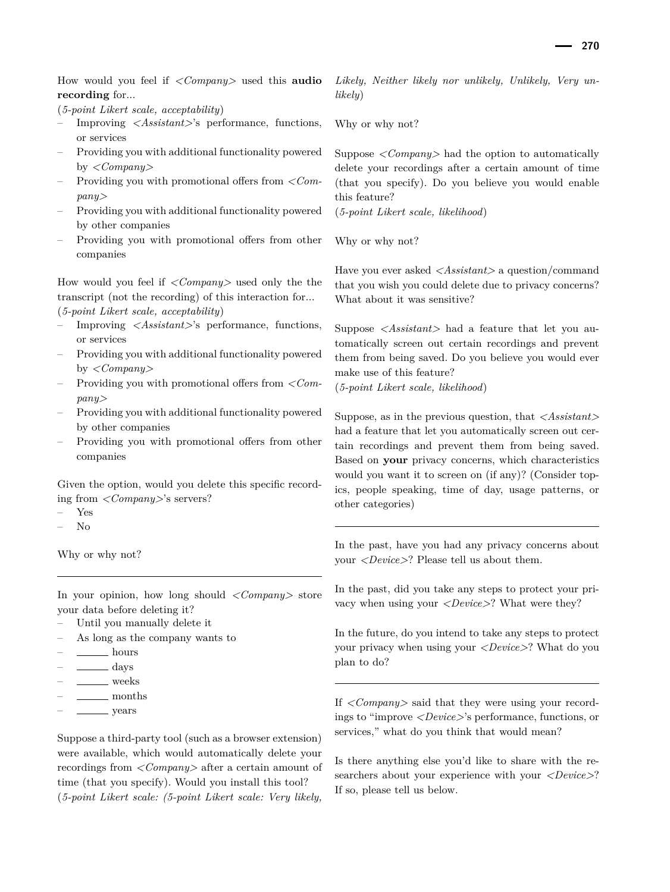How would you feel if <Company> used this **audio recording** for...

(*5-point Likert scale, acceptability*)

- Improving <Assistant>'s performance, functions, or services
- Providing you with additional functionality powered by <Company>
- Providing you with promotional offers from <Company>
- Providing you with additional functionality powered by other companies
- Providing you with promotional offers from other companies

How would you feel if <Company> used only the the transcript (not the recording) of this interaction for...

(*5-point Likert scale, acceptability*)

- Improving <Assistant>'s performance, functions, or services
- Providing you with additional functionality powered by <Company>
- Providing you with promotional offers from <Company>
- Providing you with additional functionality powered by other companies
- Providing you with promotional offers from other companies

Given the option, would you delete this specific recording from <Company>'s servers?

- Yes
- No

Why or why not?

---

In your opinion, how long should <Company> store your data before deleting it?

- Until you manually delete it
- As long as the company wants to
- ______ hours
- ______ days
- ______ weeks
- ______ months
- ______ years

Suppose a third-party tool (such as a browser extension) were available, which would automatically delete your recordings from <Company> after a certain amount of time (that you specify). Would you install this tool?

(*5-point Likert scale: (5-point Likert scale: Very likely, Likely, Neither likely nor unlikely, Unlikely, Very unlikely*)

Why or why not?

Suppose <Company> had the option to automatically delete your recordings after a certain amount of time (that you specify). Do you believe you would enable this feature?

(*5-point Likert scale, likelihood*)

Why or why not?

Have you ever asked <Assistant> a question/command that you wish you could delete due to privacy concerns? What about it was sensitive?

Suppose <Assistant> had a feature that let you automatically screen out certain recordings and prevent them from being saved. Do you believe you would ever make use of this feature?

(*5-point Likert scale, likelihood*)

Suppose, as in the previous question, that <Assistant> had a feature that let you automatically screen out certain recordings and prevent them from being saved. Based on **your** privacy concerns, which characteristics would you want it to screen on (if any)? (Consider topics, people speaking, time of day, usage patterns, or other categories)

---

In the past, have you had any privacy concerns about your <Device>? Please tell us about them.

In the past, did you take any steps to protect your privacy when using your <Device>? What were they?

In the future, do you intend to take any steps to protect your privacy when using your <Device>? What do you plan to do?

---

If <Company> said that they were using your recordings to "improve <Device>'s performance, functions, or services," what do you think that would mean?

Is there anything else you'd like to share with the researchers about your experience with your <Device>? If so, please tell us below.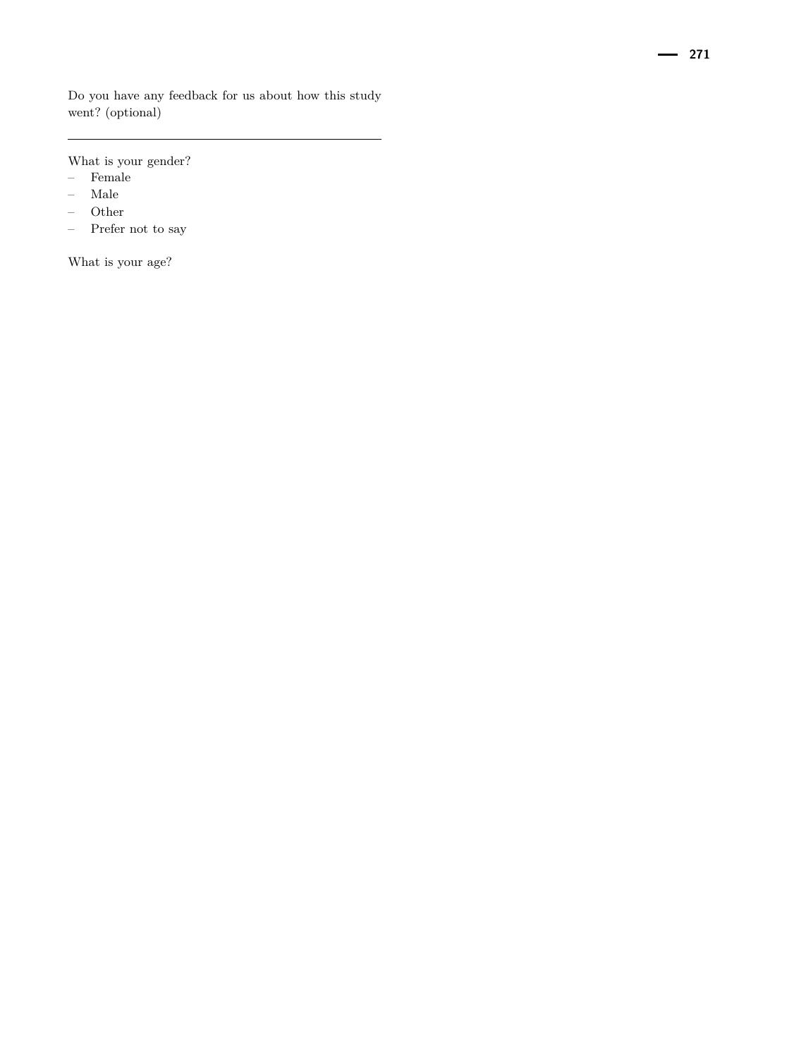Do you have any feedback for us about how this study went? (optional)

---

What is your gender?

- Female
- Male
- Other
- Prefer not to say

What is your age?